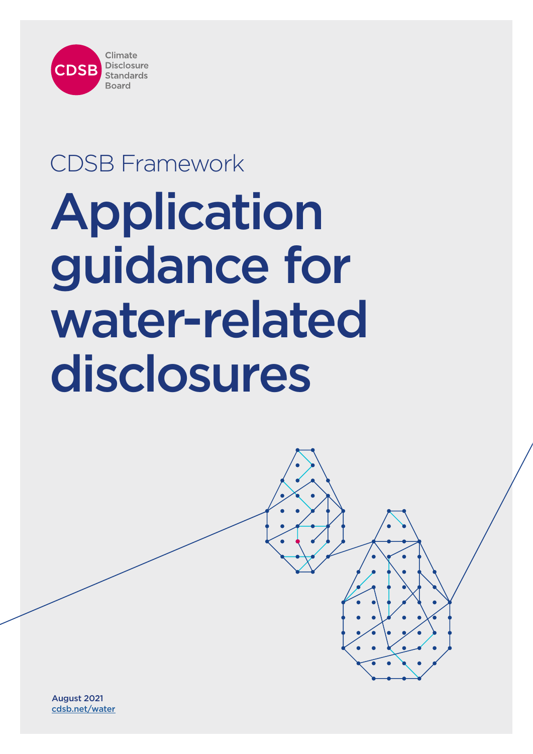Climate Disclosure Standards Board

CDSB Framework

# Application guidance for water-related disclosures

August 2021
cdsb.net/water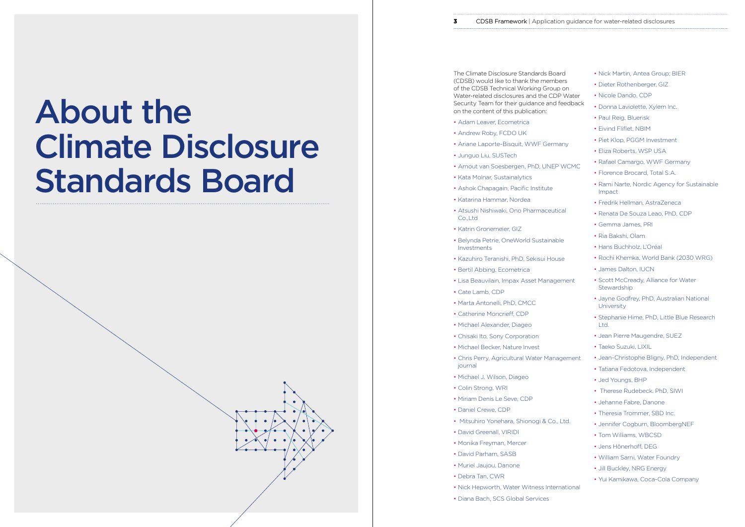# About the Climate Disclosure Standards Board

The Climate Disclosure Standards Board (CDSB) would like to thank the members of the CDSB Technical Working Group on Water-related disclosures and the CDP Water Security Team for their guidance and feedback on the content of this publication:

- Adam Leaver, Ecometrica
- Andrew Roby, FCDO UK
- Ariane Laporte-Bisquit, WWF Germany
- Junguo Liu, SUSTech
- Arnout van Soesbergen, PhD, UNEP WCMC
- Kata Molnar, Sustainalytics
- Ashok Chapagain, Pacific Institute
- Katarina Hammar, Nordea
- Atsushi Nishiwaki, Ono Pharmaceutical Co.,Ltd
- Katrin Gronemeier, GIZ
- Belynda Petrie, OneWorld Sustainable Investments
- Kazuhiro Teranishi, PhD, Sekisui House
- Bertil Abbing, Ecometrica
- Lisa Beauvilain, Impax Asset Management
- Cate Lamb, CDP
- Marta Antonelli, PhD, CMCC
- Catherine Moncrieff, CDP
- Michael Alexander, Diageo
- Chisaki Ito, Sony Corporation
- Michael Becker, Nature Invest
- Chris Perry, Agricultural Water Management journal
- Michael J. Wilson, Diageo
- Colin Strong, WRI
- Miriam Denis Le Seve, CDP
- Daniel Crewe, CDP
- Mitsuhiro Yonehara, Shionogi & Co., Ltd.
- David Greenall, VIRIDI
- Monika Freyman, Mercer
- David Parham, SASB
- Muriel Jaujou, Danone
- Debra Tan, CWR
- Nick Hepworth, Water Witness International
- Diana Bach, SCS Global Services
- Nick Martin, Antea Group; BIER
- Dieter Rothenberger, GIZ
- Nicole Dando, CDP
- Donna Laviolette, Xylem Inc.
- Paul Reig, Bluerisk
- Eivind Fliflet, NBIM
- Piet Klop, PGGM Investment
- Eliza Roberts, WSP USA
- Rafael Camargo, WWF Germany
- Florence Brocard, Total S.A.
- Rami Narte, Nordic Agency for Sustainable Impact
- Fredrik Hellman, AstraZeneca
- Renata De Souza Leao, PhD, CDP
- Gemma James, PRI
- Ria Bakshi, Olam
- Hans Buchholz, L'Oréal
- Rochi Khemka, World Bank (2030 WRG)
- James Dalton, IUCN
- Scott McCready, Alliance for Water Stewardship
- Jayne Godfrey, PhD, Australian National University
- Stephanie Hime, PhD, Little Blue Research Ltd.
- Jean Pierre Maugendre, SUEZ
- Taeko Suzuki, LIXIL
- Jean-Christophe Bligny, PhD, Independent
- Tatiana Fedotova, Independent
- Jed Youngs, BHP
- Therese Rudebeck. PhD, SIWI
- Jehanne Fabre, Danone
- Theresia Trommer, SBD Inc.
- Jennifer Cogburn, BloombergNEF
- Tom Williams, WBCSD
- Jens Hönerhoff, DEG
- William Sarni, Water Foundry
- Jill Buckley, NRG Energy
- Yui Kamikawa, Coca-Cola Company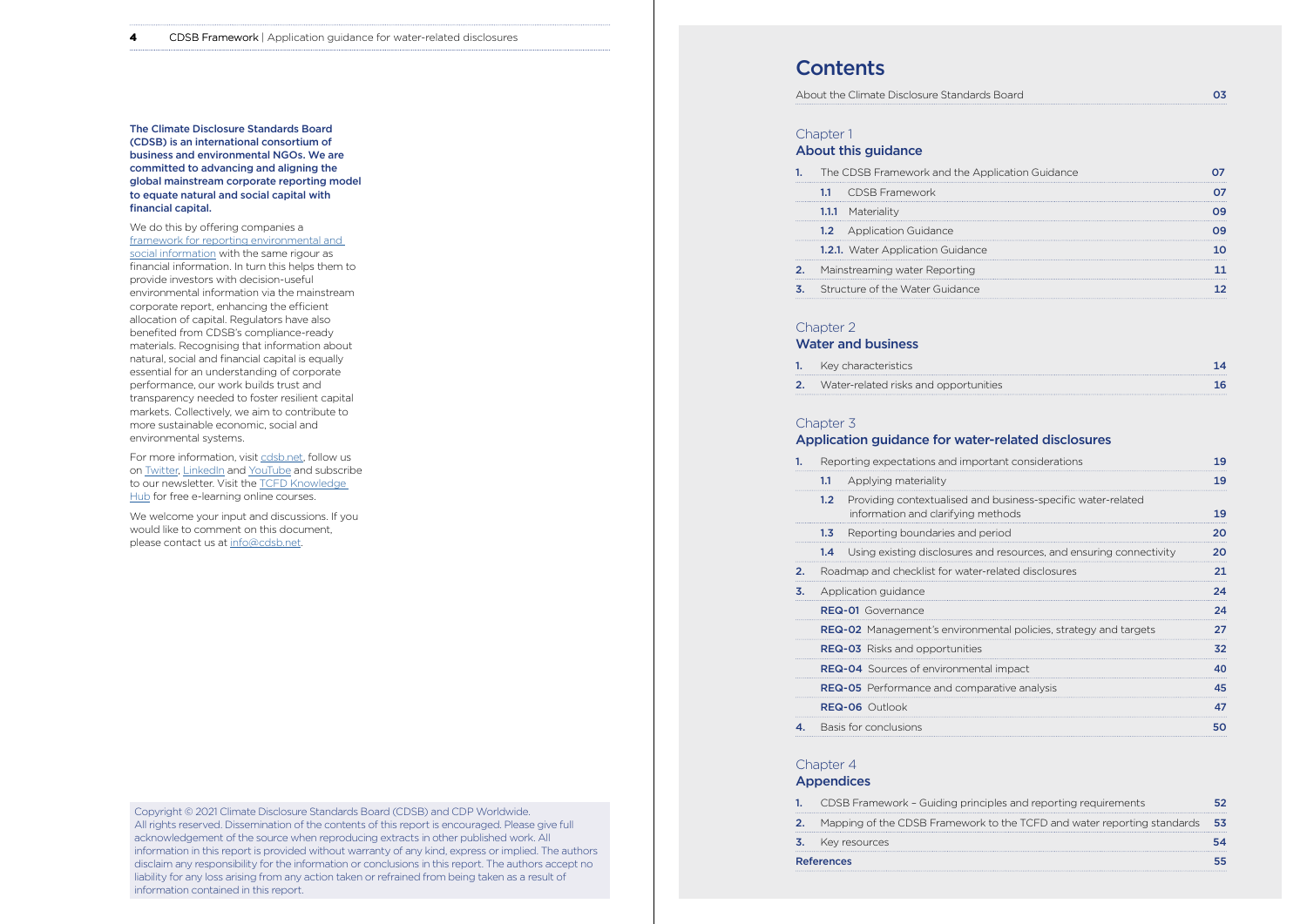**The Climate Disclosure Standards Board (CDSB) is an international consortium of business and environmental NGOs. We are committed to advancing and aligning the global mainstream corporate reporting model to equate natural and social capital with financial capital.**

We do this by offering companies a framework for reporting environmental and social information with the same rigour as financial information. In turn this helps them to provide investors with decision-useful environmental information via the mainstream corporate report, enhancing the efficient allocation of capital. Regulators have also benefited from CDSB's compliance-ready materials. Recognising that information about natural, social and financial capital is equally essential for an understanding of corporate performance, our work builds trust and transparency needed to foster resilient capital markets. Collectively, we aim to contribute to more sustainable economic, social and environmental systems.

For more information, visit cdsb.net, follow us on Twitter, LinkedIn and YouTube and subscribe to our newsletter. Visit the TCFD Knowledge Hub for free e-learning online courses.

We welcome your input and discussions. If you would like to comment on this document, please contact us at info@cdsb.net.

Copyright © 2021 Climate Disclosure Standards Board (CDSB) and CDP Worldwide. All rights reserved. Dissemination of the contents of this report is encouraged. Please give full acknowledgement of the source when reproducing extracts in other published work. All information in this report is provided without warranty of any kind, express or implied. The authors disclaim any responsibility for the information or conclusions in this report. The authors accept no liability for any loss arising from any action taken or refrained from being taken as a result of information contained in this report.

# Contents

| | |
|---|---|
| About the Climate Disclosure Standards Board | 03 |

## Chapter 1
## About this guidance

| | |
|---|---|
| **1.** The CDSB Framework and the Application Guidance | 07 |
| **1.1** CDSB Framework | 07 |
| **1.1.1** Materiality | 09 |
| **1.2** Application Guidance | 09 |
| **1.2.1.** Water Application Guidance | 10 |
| **2.** Mainstreaming water Reporting | 11 |
| **3.** Structure of the Water Guidance | 12 |

## Chapter 2
## Water and business

| | |
|---|---|
| **1.** Key characteristics | 14 |
| **2.** Water-related risks and opportunities | 16 |

## Chapter 3
## Application guidance for water-related disclosures

| | |
|---|---|
| **1.** Reporting expectations and important considerations | 19 |
| **1.1** Applying materiality | 19 |
| **1.2** Providing contextualised and business-specific water-related information and clarifying methods | 19 |
| **1.3** Reporting boundaries and period | 20 |
| **1.4** Using existing disclosures and resources, and ensuring connectivity | 20 |
| **2.** Roadmap and checklist for water-related disclosures | 21 |
| **3.** Application guidance | 24 |
| **REQ-01** Governance | 24 |
| **REQ-02** Management's environmental policies, strategy and targets | 27 |
| **REQ-03** Risks and opportunities | 32 |
| **REQ-04** Sources of environmental impact | 40 |
| **REQ-05** Performance and comparative analysis | 45 |
| **REQ-06** Outlook | 47 |
| **4.** Basis for conclusions | 50 |

## Chapter 4
## Appendices

| | |
|---|---|
| **1.** CDSB Framework – Guiding principles and reporting requirements | 52 |
| **2.** Mapping of the CDSB Framework to the TCFD and water reporting standards | 53 |
| **3.** Key resources | 54 |
| **References** | 55 |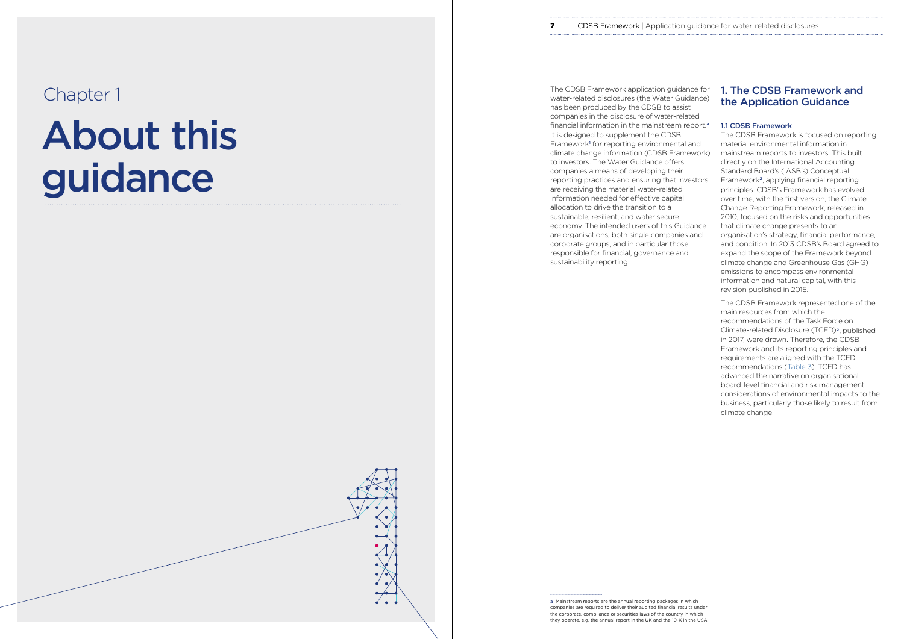# Chapter 1

# About this guidance

The CDSB Framework application guidance for water-related disclosures (the Water Guidance) has been produced by the CDSB to assist companies in the disclosure of water-related financial information in the mainstream report.[a] It is designed to supplement the CDSB Framework[1] for reporting environmental and climate change information (CDSB Framework) to investors. The Water Guidance offers companies a means of developing their reporting practices and ensuring that investors are receiving the material water-related information needed for effective capital allocation to drive the transition to a sustainable, resilient, and water secure economy. The intended users of this Guidance are organisations, both single companies and corporate groups, and in particular those responsible for financial, governance and sustainability reporting.

## 1. The CDSB Framework and the Application Guidance

### 1.1 CDSB Framework

The CDSB Framework is focused on reporting material environmental information in mainstream reports to investors. This built directly on the International Accounting Standard Board's (IASB's) Conceptual Framework[2], applying financial reporting principles. CDSB's Framework has evolved over time, with the first version, the Climate Change Reporting Framework, released in 2010, focused on the risks and opportunities that climate change presents to an organisation's strategy, financial performance, and condition. In 2013 CDSB's Board agreed to expand the scope of the Framework beyond climate change and Greenhouse Gas (GHG) emissions to encompass environmental information and natural capital, with this revision published in 2015.

The CDSB Framework represented one of the main resources from which the recommendations of the Task Force on Climate-related Disclosure (TCFD)[3], published in 2017, were drawn. Therefore, the CDSB Framework and its reporting principles and requirements are aligned with the TCFD recommendations (Table 3). TCFD has advanced the narrative on organisational board-level financial and risk management considerations of environmental impacts to the business, particularly those likely to result from climate change.

---

[a] Mainstream reports are the annual reporting packages in which companies are required to deliver their audited financial results under the corporate, compliance or securities laws of the country in which they operate, e.g. the annual report in the UK and the 10-K in the USA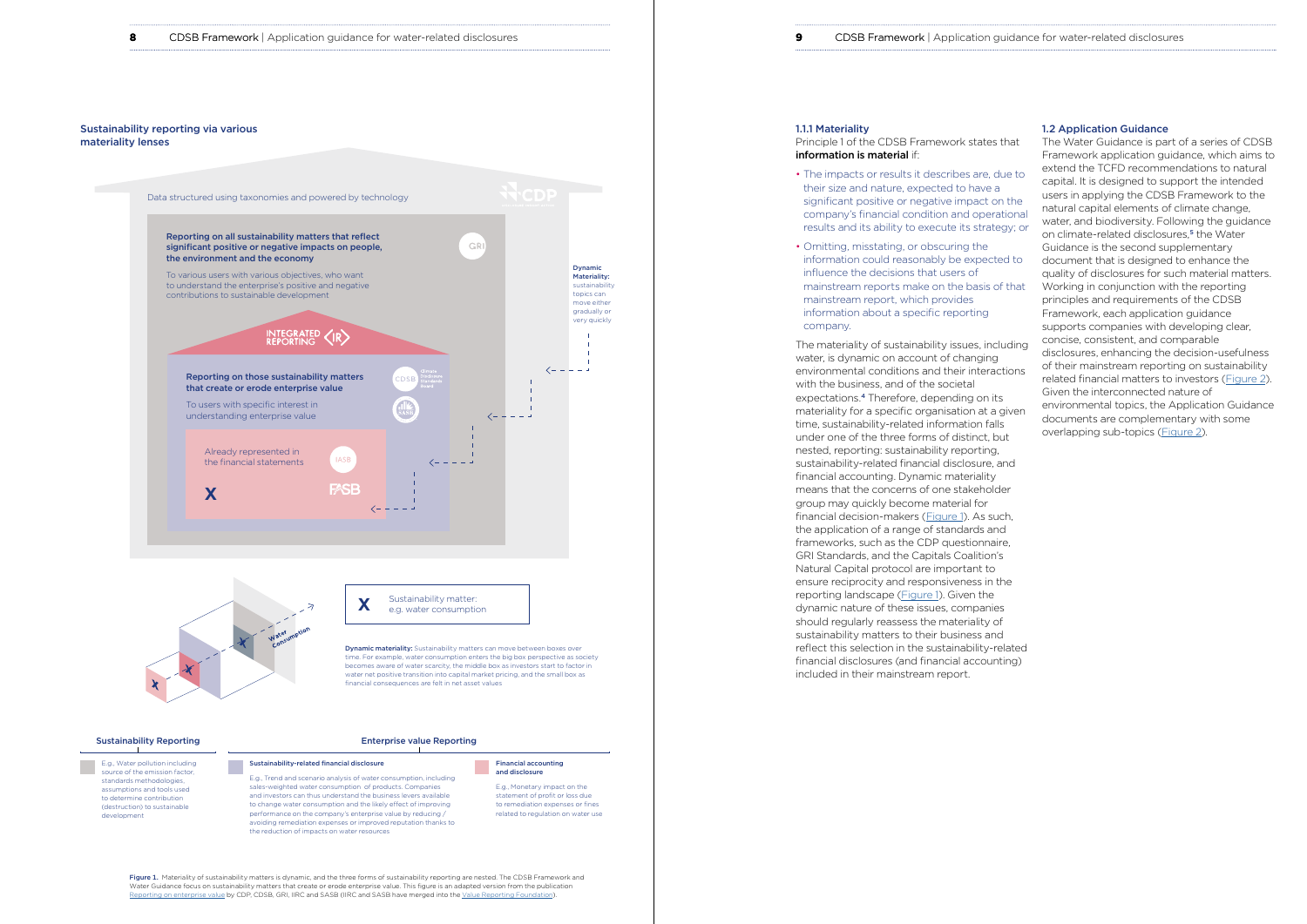## Sustainability reporting via various materiality lenses

Data structured using taxonomies and powered by technology

**Reporting on all sustainability matters that reflect significant positive or negative impacts on people, the environment and the economy**

To various users with various objectives, who want to understand the enterprise's positive and negative contributions to sustainable development

**Reporting on those sustainability matters that create or erode enterprise value**

To users with specific interest in understanding enterprise value

Already represented in the financial statements

**Dynamic Materiality:** sustainability topics can move either gradually or very quickly

**X** Sustainability matter: e.g. water consumption

**Dynamic materiality:** Sustainability matters can move between boxes over time. For example, water consumption enters the big box perspective as society becomes aware of water scarcity, the middle box as investors start to factor in water net positive transition into capital market pricing, and the small box as financial consequences are felt in net asset values

**Sustainability Reporting**

E.g., Water pollution including source of the emission factor, standards methodologies, assumptions and tools used to determine contribution (destruction) to sustainable development

**Enterprise value Reporting**

**Sustainability-related financial disclosure**

E.g., Trend and scenario analysis of water consumption, including sales-weighted water consumption of products. Companies and investors can thus understand the business levers available to change water consumption and the likely effect of improving performance on the company's enterprise value by reducing / avoiding remediation expenses or improved reputation thanks to the reduction of impacts on water resources

**Financial accounting and disclosure**

E.g., Monetary impact on the statement of profit or loss due to remediation expenses or fines related to regulation on water use

**Figure 1.** Materiality of sustainability matters is dynamic, and the three forms of sustainability reporting are nested. The CDSB Framework and Water Guidance focus on sustainability matters that create or erode enterprise value. This figure is an adapted version from the publication Reporting on enterprise value by CDP, CDSB, GRI, IIRC and SASB (IIRC and SASB have merged into the Value Reporting Foundation).

### 1.1.1 Materiality

Principle 1 of the CDSB Framework states that **information is material** if:

- The impacts or results it describes are, due to their size and nature, expected to have a significant positive or negative impact on the company's financial condition and operational results and its ability to execute its strategy; or
- Omitting, misstating, or obscuring the information could reasonably be expected to influence the decisions that users of mainstream reports make on the basis of that mainstream report, which provides information about a specific reporting company.

The materiality of sustainability issues, including water, is dynamic on account of changing environmental conditions and their interactions with the business, and of the societal expectations.[4] Therefore, depending on its materiality for a specific organisation at a given time, sustainability-related information falls under one of the three forms of distinct, but nested, reporting: sustainability reporting, sustainability-related financial disclosure, and financial accounting. Dynamic materiality means that the concerns of one stakeholder group may quickly become material for financial decision-makers (Figure 1). As such, the application of a range of standards and frameworks, such as the CDP questionnaire, GRI Standards, and the Capitals Coalition's Natural Capital protocol are important to ensure reciprocity and responsiveness in the reporting landscape (Figure 1). Given the dynamic nature of these issues, companies should regularly reassess the materiality of sustainability matters to their business and reflect this selection in the sustainability-related financial disclosures (and financial accounting) included in their mainstream report.

### 1.2 Application Guidance

The Water Guidance is part of a series of CDSB Framework application guidance, which aims to extend the TCFD recommendations to natural capital. It is designed to support the intended users in applying the CDSB Framework to the natural capital elements of climate change, water, and biodiversity. Following the guidance on climate-related disclosures,[5] the Water Guidance is the second supplementary document that is designed to enhance the quality of disclosures for such material matters. Working in conjunction with the reporting principles and requirements of the CDSB Framework, each application guidance supports companies with developing clear, concise, consistent, and comparable disclosures, enhancing the decision-usefulness of their mainstream reporting on sustainability related financial matters to investors (Figure 2). Given the interconnected nature of environmental topics, the Application Guidance documents are complementary with some overlapping sub-topics (Figure 2).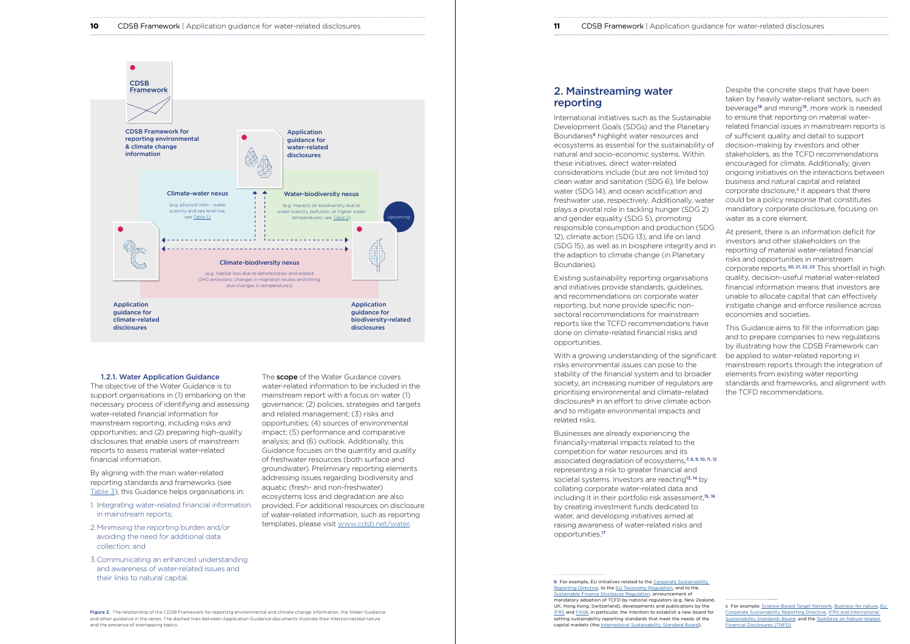CDSB Framework

CDSB Framework for reporting environmental & climate change information

Application guidance for water-related disclosures

Climate-water nexus

(e.g. physical risks - water scarcity and sea level rise, see Table 1)

Water-biodiversity nexus

(e.g. impacts on biodiversity due to water scarcity, pollution, or higher water temperatures; see Table 2)

upcoming

Climate-biodiversity nexus

(e.g. habitat loss due to deforestation and related GHG emissions; changes in migration routes and timing due changes in temperatures)

Application guidance for climate-related disclosures

Application guidance for biodiversity-related disclosures

**Figure 2.** The relationship of the CDSB Framework for reporting environmental and climate change information, the Water Guidance and other guidance in the series. The dashed lines between Application Guidance documents illustrate their interconnected nature and the presence of overlapping topics.

### 1.2.1. Water Application Guidance

The objective of the Water Guidance is to support organisations in (1) embarking on the necessary process of identifying and assessing water-related financial information for mainstream reporting, including risks and opportunities; and (2) preparing high-quality disclosures that enable users of mainstream reports to assess material water-related financial information.

By aligning with the main water-related reporting standards and frameworks (see Table 3), this Guidance helps organisations in:

1. Integrating water-related financial information in mainstream reports;
2. Minimising the reporting burden and/or avoiding the need for additional data collection; and
3. Communicating an enhanced understanding and awareness of water-related issues and their links to natural capital.

The **scope** of the Water Guidance covers water-related information to be included in the mainstream report with a focus on water (1) governance; (2) policies, strategies and targets and related management; (3) risks and opportunities; (4) sources of environmental impact; (5) performance and comparative analysis; and (6) outlook. Additionally, this Guidance focuses on the quantity and quality of freshwater resources (both surface and groundwater). Preliminary reporting elements addressing issues regarding biodiversity and aquatic (fresh- and non-freshwater) ecosystems loss and degradation are also provided. For additional resources on disclosure of water-related information, such as reporting templates, please visit www.cdsb.net/water.

## 2. Mainstreaming water reporting

International initiatives such as the Sustainable Development Goals (SDGs) and the Planetary Boundaries[6] highlight water resources and ecosystems as essential for the sustainability of natural and socio-economic systems. Within these initiatives, direct water-related considerations include (but are not limited to) clean water and sanitation (SDG 6), life below water (SDG 14), and ocean acidification and freshwater use, respectively. Additionally, water plays a pivotal role in tackling hunger (SDG 2) and gender equality (SDG 5), promoting responsible consumption and production (SDG 12), climate action (SDG 13), and life on land (SDG 15), as well as in biosphere integrity and in the adaption to climate change (in Planetary Boundaries).

Existing sustainability reporting organisations and initiatives provide standards, guidelines, and recommendations on corporate water reporting, but none provide specific non-sectoral recommendations for mainstream reports like the TCFD recommendations have done on climate-related financial risks and opportunities.

With a growing understanding of the significant risks environmental issues can pose to the stability of the financial system and to broader society, an increasing number of regulators are prioritising environmental and climate-related disclosures[b] in an effort to drive climate action and to mitigate environmental impacts and related risks.

Businesses are already experiencing the financially-material impacts related to the competition for water resources and its associated degradation of ecosystems,[7, 8, 9, 10, 11, 12] representing a risk to greater financial and societal systems. Investors are reacting[13, 14] by collating corporate water-related data and including it in their portfolio risk assessment,[15, 16] by creating investment funds dedicated to water, and developing initiatives aimed at raising awareness of water-related risks and opportunities.[17]

Despite the concrete steps that have been taken by heavily water-reliant sectors, such as beverage[18] and mining[19], more work is needed to ensure that reporting on material water-related financial issues in mainstream reports is of sufficient quality and detail to support decision-making by investors and other stakeholders, as the TCFD recommendations encouraged for climate. Additionally, given ongoing initiatives on the interactions between business and natural capital and related corporate disclosure,[c] it appears that there could be a policy response that constitutes mandatory corporate disclosure, focusing on water as a core element.

At present, there is an information deficit for investors and other stakeholders on the reporting of material water-related financial risks and opportunities in mainstream corporate reports.[20, 21, 22, 23] This shortfall in high quality, decision-useful material water-related financial information means that investors are unable to allocate capital that can effectively instigate change and enforce resilience across economies and societies.

This Guidance aims to fill the information gap and to prepare companies to new regulations by illustrating how the CDSB Framework can be applied to water-related reporting in mainstream reports through the integration of elements from existing water reporting standards and frameworks, and alignment with the TCFD recommendations.

---

b For example, EU initiatives related to the Corporate Sustainability Reporting Directive, to the EU Taxonomy Regulation, and to the Sustainable Finance Disclosure Regulation, announcement of mandatory adoption of TCFD by national regulators (e.g. New Zealand, UK, Hong Kong, Switzerland), developments and publications by the IFRS and FASB, in particular, the intention to establish a new board for setting sustainability reporting standards that meet the needs of the capital markets (the International Sustainability Standard Board).

c For example: Science-Based Target Network, Business for nature, EU Corporate Sustainability Reporting Directive, IFRS and International Sustainability Standards Board, and the Taskforce on Nature-related Financial Disclosures (TNFD)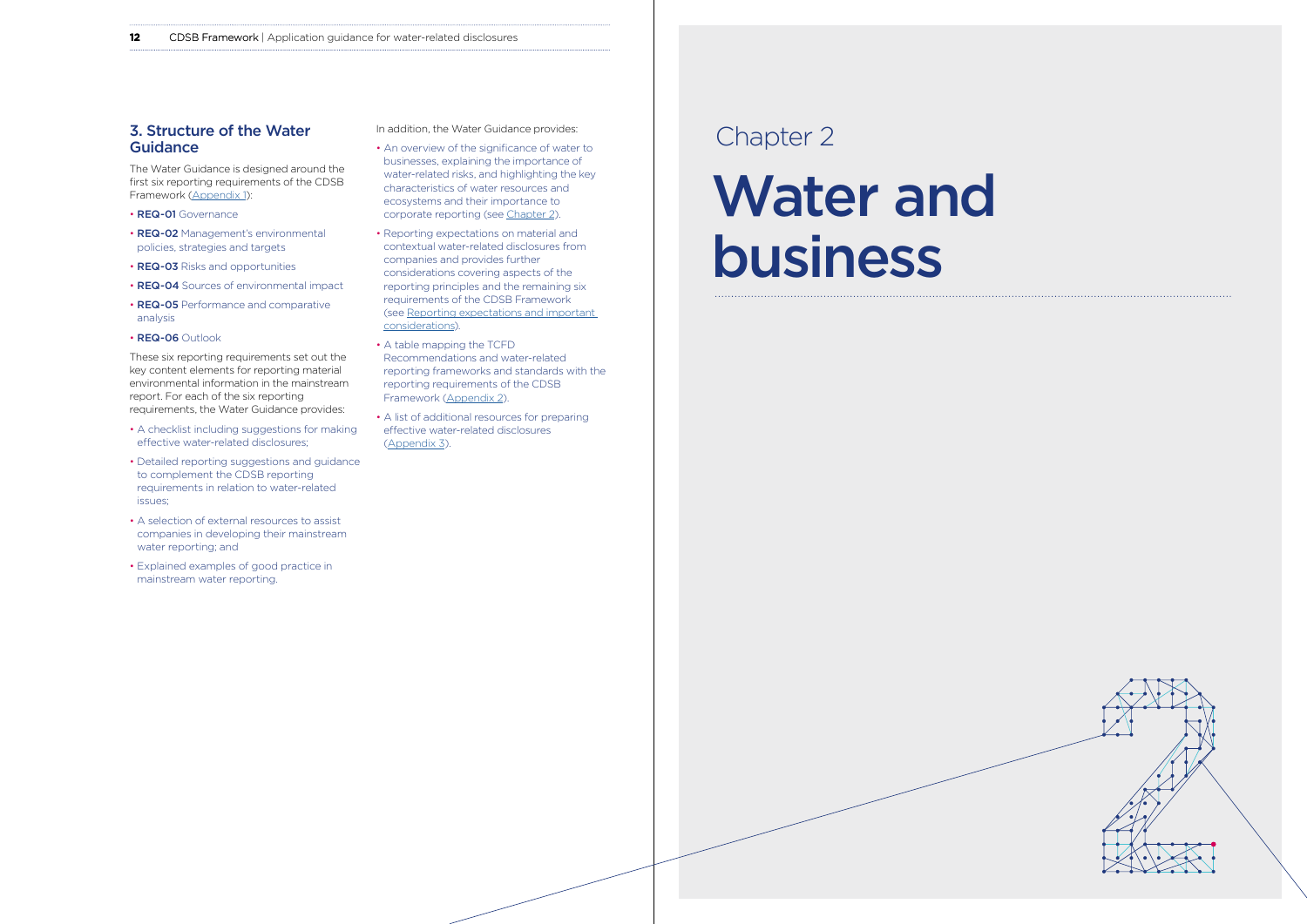## 3. Structure of the Water Guidance

The Water Guidance is designed around the first six reporting requirements of the CDSB Framework (Appendix 1):

- **REQ-01** Governance
- **REQ-02** Management's environmental policies, strategies and targets
- **REQ-03** Risks and opportunities
- **REQ-04** Sources of environmental impact
- **REQ-05** Performance and comparative analysis
- **REQ-06** Outlook

These six reporting requirements set out the key content elements for reporting material environmental information in the mainstream report. For each of the six reporting requirements, the Water Guidance provides:

- A checklist including suggestions for making effective water-related disclosures;
- Detailed reporting suggestions and guidance to complement the CDSB reporting requirements in relation to water-related issues;
- A selection of external resources to assist companies in developing their mainstream water reporting; and
- Explained examples of good practice in mainstream water reporting.

In addition, the Water Guidance provides:

- An overview of the significance of water to businesses, explaining the importance of water-related risks, and highlighting the key characteristics of water resources and ecosystems and their importance to corporate reporting (see Chapter 2).
- Reporting expectations on material and contextual water-related disclosures from companies and provides further considerations covering aspects of the reporting principles and the remaining six requirements of the CDSB Framework (see Reporting expectations and important considerations).
- A table mapping the TCFD Recommendations and water-related reporting frameworks and standards with the reporting requirements of the CDSB Framework (Appendix 2).
- A list of additional resources for preparing effective water-related disclosures (Appendix 3).

Chapter 2

# Water and business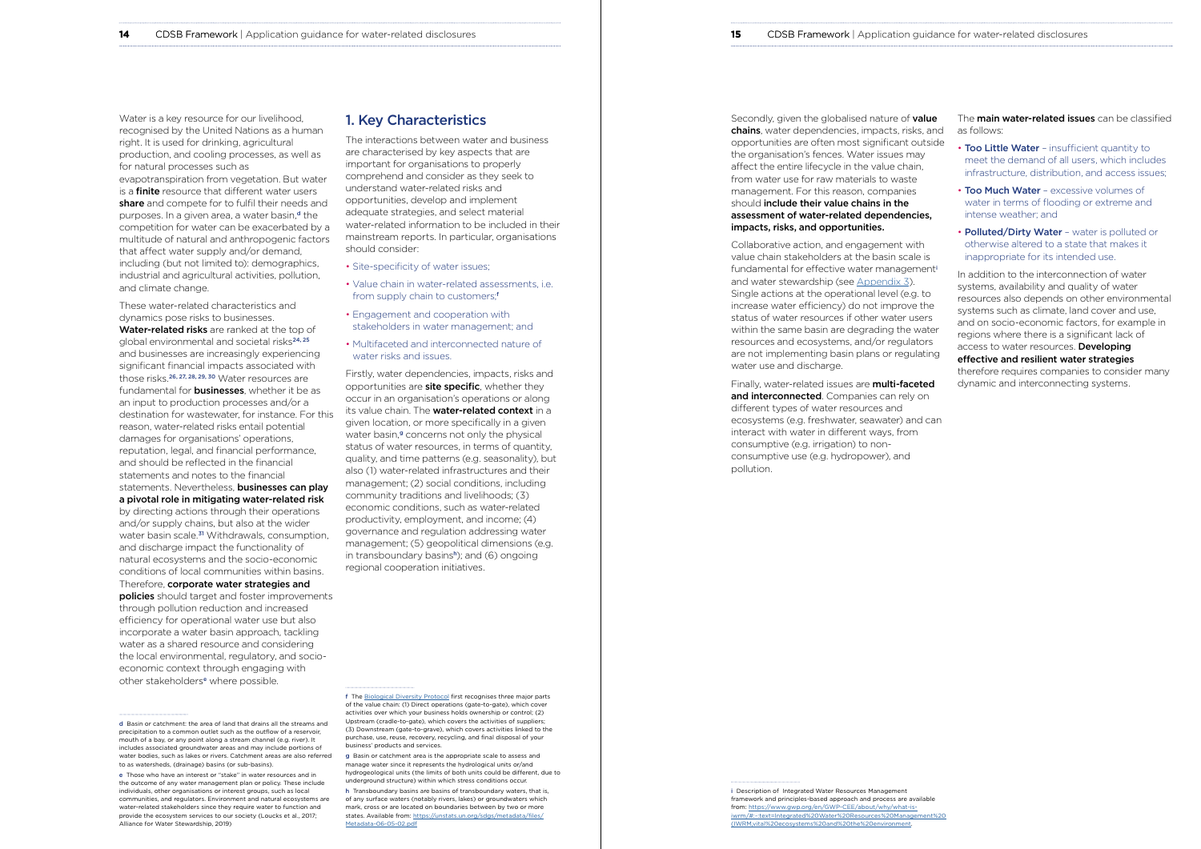Water is a key resource for our livelihood, recognised by the United Nations as a human right. It is used for drinking, agricultural production, and cooling processes, as well as for natural processes such as evapotranspiration from vegetation. But water is a **finite** resource that different water users **share** and compete for to fulfil their needs and purposes. In a given area, a water basin,[d] the competition for water can be exacerbated by a multitude of natural and anthropogenic factors that affect water supply and/or demand, including (but not limited to): demographics, industrial and agricultural activities, pollution, and climate change.

These water-related characteristics and dynamics pose risks to businesses. **Water-related risks** are ranked at the top of global environmental and societal risks[24, 25] and businesses are increasingly experiencing significant financial impacts associated with those risks.[26, 27, 28, 29, 30] Water resources are fundamental for **businesses**, whether it be as an input to production processes and/or a destination for wastewater, for instance. For this reason, water-related risks entail potential damages for organisations' operations, reputation, legal, and financial performance, and should be reflected in the financial statements and notes to the financial statements. Nevertheless, **businesses can play a pivotal role in mitigating water-related risk** by directing actions through their operations and/or supply chains, but also at the wider water basin scale.[31] Withdrawals, consumption, and discharge impact the functionality of natural ecosystems and the socio-economic conditions of local communities within basins. Therefore, **corporate water strategies and policies** should target and foster improvements through pollution reduction and increased efficiency for operational water use but also incorporate a water basin approach, tackling water as a shared resource and considering the local environmental, regulatory, and socio-economic context through engaging with other stakeholders[e] where possible.

## 1. Key Characteristics

The interactions between water and business are characterised by key aspects that are important for organisations to properly comprehend and consider as they seek to understand water-related risks and opportunities, develop and implement adequate strategies, and select material water-related information to be included in their mainstream reports. In particular, organisations should consider:

- Site-specificity of water issues;
- Value chain in water-related assessments, i.e. from supply chain to customers;[f]
- Engagement and cooperation with stakeholders in water management; and
- Multifaceted and interconnected nature of water risks and issues.

Firstly, water dependencies, impacts, risks and opportunities are **site specific**, whether they occur in an organisation's operations or along its value chain. The **water-related context** in a given location, or more specifically in a given water basin,[g] concerns not only the physical status of water resources, in terms of quantity, quality, and time patterns (e.g. seasonality), but also (1) water-related infrastructures and their management; (2) social conditions, including community traditions and livelihoods; (3) economic conditions, such as water-related productivity, employment, and income; (4) governance and regulation addressing water management; (5) geopolitical dimensions (e.g. in transboundary basins[h]); and (6) ongoing regional cooperation initiatives.

Secondly, given the globalised nature of **value chains**, water dependencies, impacts, risks, and opportunities are often most significant outside the organisation's fences. Water issues may affect the entire lifecycle in the value chain, from water use for raw materials to waste management. For this reason, companies should **include their value chains in the assessment of water-related dependencies, impacts, risks, and opportunities.**

Collaborative action, and engagement with value chain stakeholders at the basin scale is fundamental for effective water management[i] and water stewardship (see Appendix 3). Single actions at the operational level (e.g. to increase water efficiency) do not improve the status of water resources if other water users within the same basin are degrading the water resources and ecosystems, and/or regulators are not implementing basin plans or regulating water use and discharge.

Finally, water-related issues are **multi-faceted and interconnected**. Companies can rely on different types of water resources and ecosystems (e.g. freshwater, seawater) and can interact with water in different ways, from consumptive (e.g. irrigation) to non-consumptive use (e.g. hydropower), and pollution.

The **main water-related issues** can be classified as follows:

- **Too Little Water** – insufficient quantity to meet the demand of all users, which includes infrastructure, distribution, and access issues;
- **Too Much Water** – excessive volumes of water in terms of flooding or extreme and intense weather; and
- **Polluted/Dirty Water** – water is polluted or otherwise altered to a state that makes it inappropriate for its intended use.

In addition to the interconnection of water systems, availability and quality of water resources also depends on other environmental systems such as climate, land cover and use, and on socio-economic factors, for example in regions where there is a significant lack of access to water resources. **Developing effective and resilient water strategies** therefore requires companies to consider many dynamic and interconnecting systems.

---

d Basin or catchment: the area of land that drains all the streams and precipitation to a common outlet such as the outflow of a reservoir, mouth of a bay, or any point along a stream channel (e.g. river). It includes associated groundwater areas and may include portions of water bodies, such as lakes or rivers. Catchment areas are also referred to as watersheds, (drainage) basins (or sub-basins).

e Those who have an interest or "stake" in water resources and in the outcome of any water management plan or policy. These include individuals, other organisations or interest groups, such as local communities, and regulators. Environment and natural ecosystems are water-related stakeholders since they require water to function and provide the ecosystem services to our society (Loucks et al., 2017; Alliance for Water Stewardship, 2019)

f The Biological Diversity Protocol first recognises three major parts of the value chain: (1) Direct operations (gate-to-gate), which cover activities over which your business holds ownership or control; (2) Upstream (cradle-to-gate), which covers the activities of suppliers; (3) Downstream (gate-to-grave), which covers activities linked to the purchase, use, reuse, recovery, recycling, and final disposal of your business' products and services.

g Basin or catchment area is the appropriate scale to assess and manage water since it represents the hydrological units or/and hydrogeological units (the limits of both units could be different, due to underground structure) within which stress conditions occur.

h Transboundary basins are basins of transboundary waters, that is, of any surface waters (notably rivers, lakes) or groundwaters which mark, cross or are located on boundaries between by two or more states. Available from: https://unstats.un.org/sdgs/metadata/files/Metadata-06-05-02.pdf

i Description of Integrated Water Resources Management framework and principles-based approach and process are available from: https://www.gwp.org/en/GWP-CEE/about/why/what-is-iwrm/#:~:text=Integrated%20Water%20Resources%20Management%20(IWRM,vital%20ecosystems%20and%20the%20environment.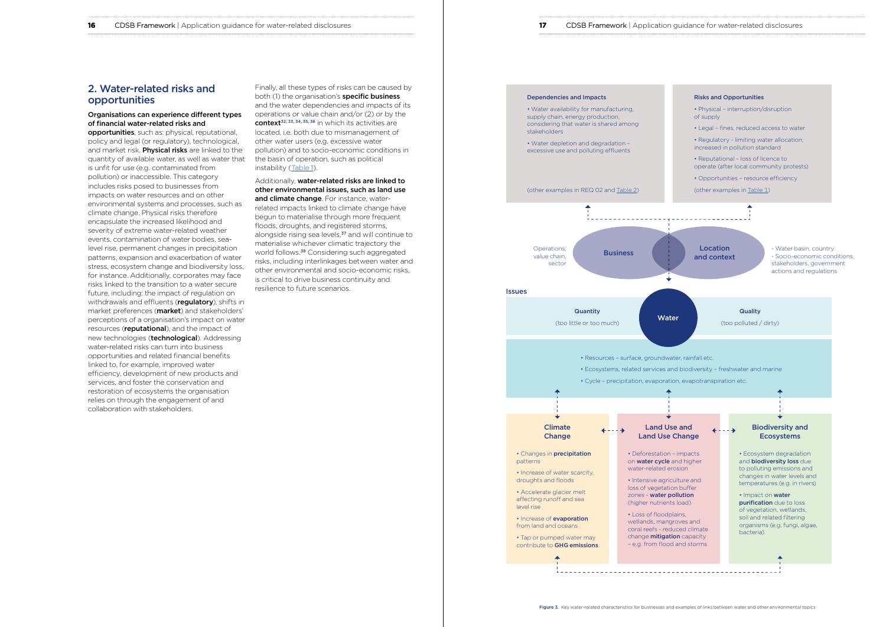## 2. Water-related risks and opportunities

**Organisations can experience different types of financial water-related risks and opportunities**, such as: physical, reputational, policy and legal (or regulatory), technological, and market risk. **Physical risks** are linked to the quantity of available water, as well as water that is unfit for use (e.g. contaminated from pollution) or inaccessible. This category includes risks posed to businesses from impacts on water resources and on other environmental systems and processes, such as climate change. Physical risks therefore encapsulate the increased likelihood and severity of extreme water-related weather events, contamination of water bodies, sea-level rise, permanent changes in precipitation patterns, expansion and exacerbation of water stress, ecosystem change and biodiversity loss, for instance. Additionally, corporates may face risks linked to the transition to a water secure future, including: the impact of regulation on withdrawals and effluents (**regulatory**), shifts in market preferences (**market**) and stakeholders' perceptions of a organisation's impact on water resources (**reputational**), and the impact of new technologies (**technological**). Addressing water-related risks can turn into business opportunities and related financial benefits linked to, for example, improved water efficiency, development of new products and services, and foster the conservation and restoration of ecosystems the organisation relies on through the engagement of and collaboration with stakeholders.

Finally, all these types of risks can be caused by both (1) the organisation's **specific business** and the water dependencies and impacts of its operations or value chain and/or (2) or by the **context**[32, 33, 34, 35, 36] in which its activities are located, i.e. both due to mismanagement of other water users (e.g. excessive water pollution) and to socio-economic conditions in the basin of operation, such as political instability (Table 1).

Additionally, **water-related risks are linked to other environmental issues, such as land use and climate change**. For instance, water-related impacts linked to climate change have begun to materialise through more frequent floods, droughts, and registered storms, alongside rising sea levels,[37] and will continue to materialise whichever climatic trajectory the world follows.[38] Considering such aggregated risks, including interlinkages between water and other environmental and socio-economic risks, is critical to drive business continuity and resilience to future scenarios.

**Dependencies and Impacts**

- Water availability for manufacturing, supply chain, energy production, considering that water is shared among stakeholders
- Water depletion and degradation – excessive use and polluting effluents

(other examples in REQ 02 and Table 2)

**Risks and Opportunities**

- Physical – interruption/disruption of supply
- Legal – fines, reduced access to water
- Regulatory – limiting water allocation; increased in pollution standard
- Reputational – loss of licence to operate (after local community protests)
- Opportunities – resource efficiency

(other examples in Table 1)

Operations, value chain, sector — **Business**

**Location and context** — Water basin, country – Socio-economic conditions, stakeholders, government actions and regulations

**Issues**

**Water**

**Quantity** (too little or too much)

**Quality** (too polluted / dirty)

- Resources – surface, groundwater, rainfall etc.
- Ecosystems, related services and biodiversity – freshwater and marine
- Cycle – precipitation, evaporation, evapotranspiration etc.

**Climate Change**

- Changes in **precipitation** patterns
- Increase of water scarcity, droughts and floods
- Accelerate glacier melt affecting runoff and sea level rise
- Increase of **evaporation** from land and oceans
- Tap or pumped water may contribute to **GHG emissions**

**Land Use and Land Use Change**

- Deforestation – impacts on **water cycle** and higher water-related erosion
- Intensive agriculture and loss of vegetation buffer zones – **water pollution** (higher nutrients load)
- Loss of floodplains, wetlands, mangroves and coral reefs – reduced climate change **mitigation** capacity – e.g. from flood and storms

**Biodiversity and Ecosystems**

- Ecosystem degradation and **biodiversity loss** due to polluting emissions and changes in water levels and temperatures (e.g. in rivers)
- Impact on **water purification** due to loss of vegetation, wetlands, soil and related filtering organisms (e.g. fungi, algae, bacteria)

**Figure 3.** Key water-related characteristics for businesses and examples of links between water and other environmental topics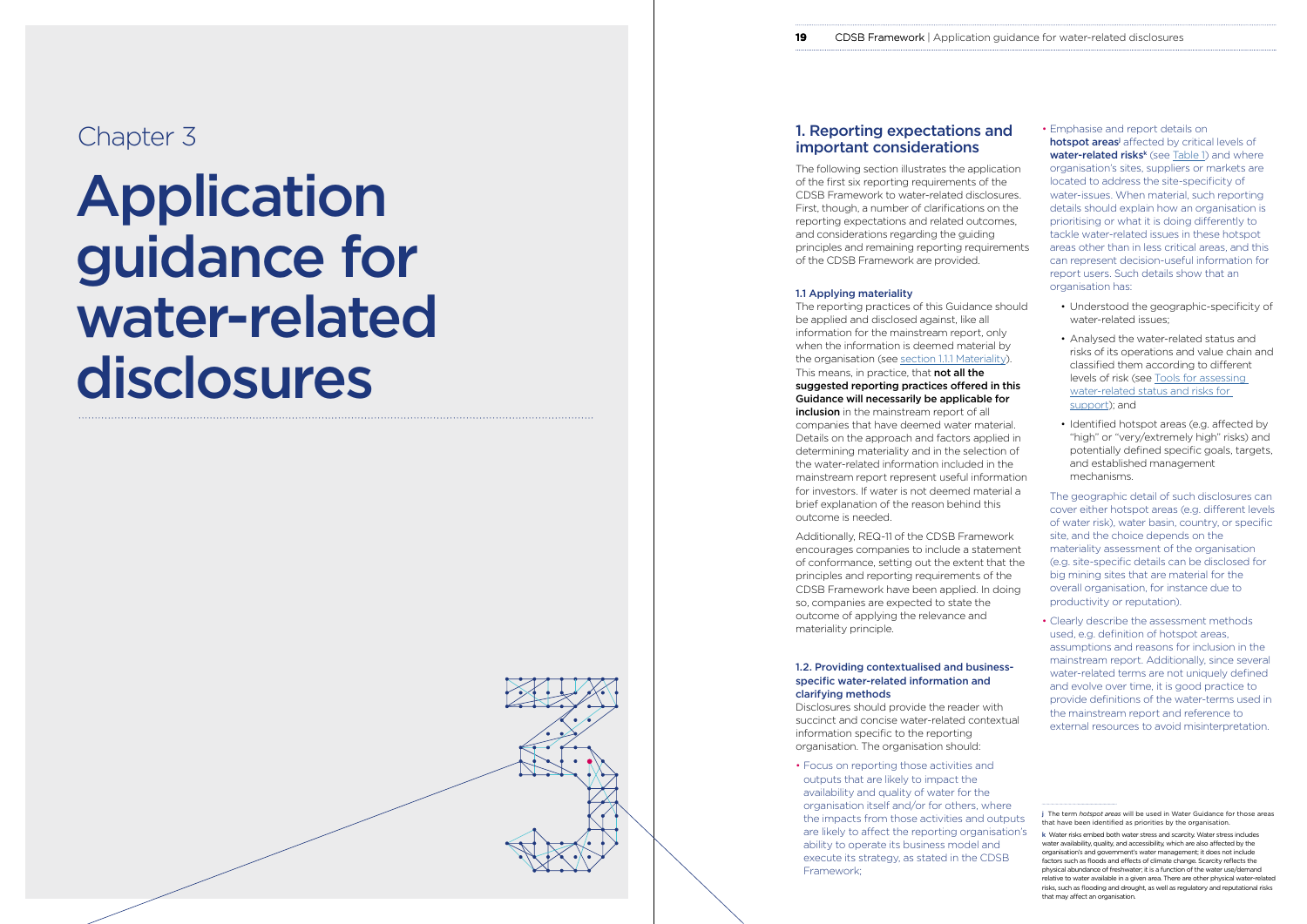Chapter 3

# Application guidance for water-related disclosures

## 1. Reporting expectations and important considerations

The following section illustrates the application of the first six reporting requirements of the CDSB Framework to water-related disclosures. First, though, a number of clarifications on the reporting expectations and related outcomes, and considerations regarding the guiding principles and remaining reporting requirements of the CDSB Framework are provided.

### 1.1 Applying materiality

The reporting practices of this Guidance should be applied and disclosed against, like all information for the mainstream report, only when the information is deemed material by the organisation (see section 1.1.1 Materiality). This means, in practice, that **not all the suggested reporting practices offered in this Guidance will necessarily be applicable for inclusion** in the mainstream report of all companies that have deemed water material. Details on the approach and factors applied in determining materiality and in the selection of the water-related information included in the mainstream report represent useful information for investors. If water is not deemed material a brief explanation of the reason behind this outcome is needed.

Additionally, REQ-11 of the CDSB Framework encourages companies to include a statement of conformance, setting out the extent that the principles and reporting requirements of the CDSB Framework have been applied. In doing so, companies are expected to state the outcome of applying the relevance and materiality principle.

### 1.2. Providing contextualised and business-specific water-related information and clarifying methods

Disclosures should provide the reader with succinct and concise water-related contextual information specific to the reporting organisation. The organisation should:

- Focus on reporting those activities and outputs that are likely to impact the availability and quality of water for the organisation itself and/or for others, where the impacts from those activities and outputs are likely to affect the reporting organisation's ability to operate its business model and execute its strategy, as stated in the CDSB Framework;
- Emphasise and report details on **hotspot areas**[j] affected by critical levels of **water-related risks**[k] (see Table 1) and where organisation's sites, suppliers or markets are located to address the site-specificity of water-issues. When material, such reporting details should explain how an organisation is prioritising or what it is doing differently to tackle water-related issues in these hotspot areas other than in less critical areas, and this can represent decision-useful information for report users. Such details show that an organisation has:
  - Understood the geographic-specificity of water-related issues;
  - Analysed the water-related status and risks of its operations and value chain and classified them according to different levels of risk (see Tools for assessing water-related status and risks for support); and
  - Identified hotspot areas (e.g. affected by "high" or "very/extremely high" risks) and potentially defined specific goals, targets, and established management mechanisms.

  The geographic detail of such disclosures can cover either hotspot areas (e.g. different levels of water risk), water basin, country, or specific site, and the choice depends on the materiality assessment of the organisation (e.g. site-specific details can be disclosed for big mining sites that are material for the overall organisation, for instance due to productivity or reputation).
- Clearly describe the assessment methods used, e.g. definition of hotspot areas, assumptions and reasons for inclusion in the mainstream report. Additionally, since several water-related terms are not uniquely defined and evolve over time, it is good practice to provide definitions of the water-terms used in the mainstream report and reference to external resources to avoid misinterpretation.

---

[j] The term *hotspot areas* will be used in Water Guidance for those areas that have been identified as priorities by the organisation.

[k] Water risks embed both water stress and scarcity. Water stress includes water availability, quality, and accessibility, which are also affected by the organisation's and government's water management; it does not include factors such as floods and effects of climate change. Scarcity reflects the physical abundance of freshwater; it is a function of the water use/demand relative to water available in a given area. There are other physical water-related risks, such as flooding and drought, as well as regulatory and reputational risks that may affect an organisation.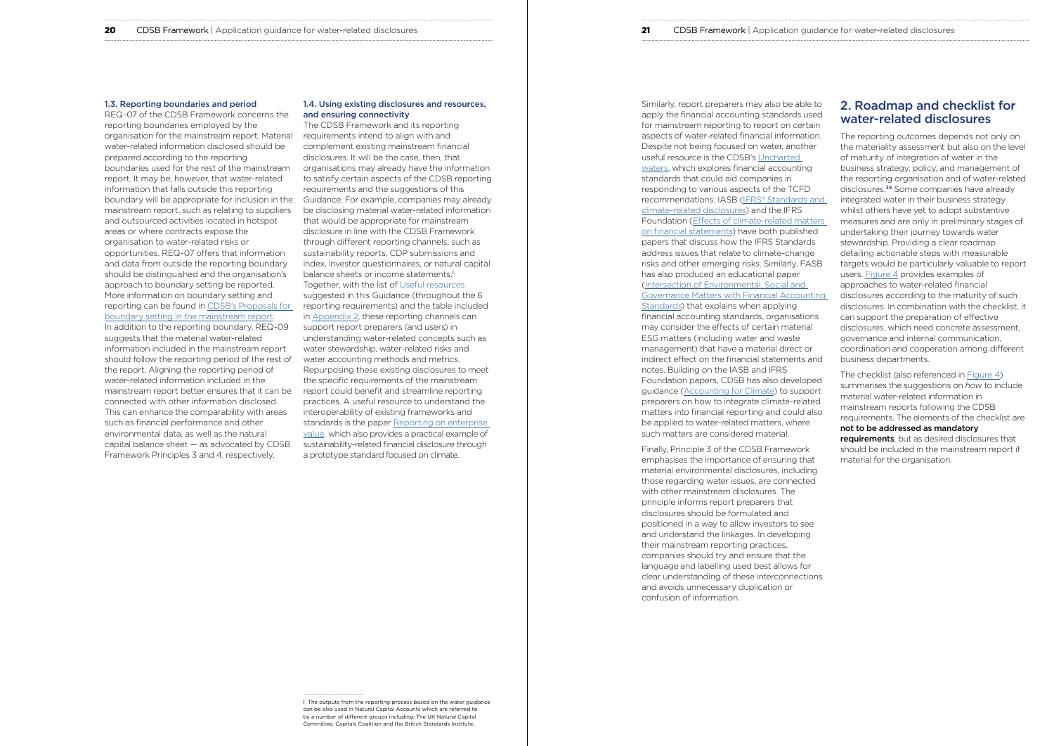### 1.3. Reporting boundaries and period

REQ-07 of the CDSB Framework concerns the reporting boundaries employed by the organisation for the mainstream report. Material water-related information disclosed should be prepared according to the reporting boundaries used for the rest of the mainstream report. It may be, however, that water-related information that falls outside this reporting boundary will be appropriate for inclusion in the mainstream report, such as relating to suppliers and outsourced activities located in hotspot areas or where contracts expose the organisation to water-related risks or opportunities. REQ-07 offers that information and data from outside the reporting boundary should be distinguished and the organisation's approach to boundary setting be reported. More information on boundary setting and reporting can be found in CDSB's Proposals for boundary setting in the mainstream report.

In addition to the reporting boundary, REQ-09 suggests that the material water-related information included in the mainstream report should follow the reporting period of the rest of the report. Aligning the reporting period of water-related information included in the mainstream report better ensures that it can be connected with other information disclosed. This can enhance the comparability with areas such as financial performance and other environmental data, as well as the natural capital balance sheet — as advocated by CDSB Framework Principles 3 and 4, respectively.

### 1.4. Using existing disclosures and resources, and ensuring connectivity

The CDSB Framework and its reporting requirements intend to align with and complement existing mainstream financial disclosures. It will be the case, then, that organisations may already have the information to satisfy certain aspects of the CDSB reporting requirements and the suggestions of this Guidance. For example, companies may already be disclosing material water-related information that would be appropriate for mainstream disclosure in line with the CDSB Framework through different reporting channels, such as sustainability reports, CDP submissions and index, investor questionnaires, or natural capital balance sheets or income statements.[I]

Together, with the list of Useful resources suggested in this Guidance (throughout the 6 reporting requirements) and the table included in Appendix 2, these reporting channels can support report preparers (and users) in understanding water-related concepts such as water stewardship, water-related risks and water accounting methods and metrics. Repurposing these existing disclosures to meet the specific requirements of the mainstream report could benefit and streamline reporting practices. A useful resource to understand the interoperability of existing frameworks and standards is the paper Reporting on enterprise value, which also provides a practical example of sustainability-related financial disclosure through a prototype standard focused on climate.

Similarly, report preparers may also be able to apply the financial accounting standards used for mainstream reporting to report on certain aspects of water-related financial information. Despite not being focused on water, another useful resource is the CDSB's Uncharted waters, which explores financial accounting standards that could aid companies in responding to various aspects of the TCFD recommendations. IASB (IFRS® Standards and climate-related disclosures) and the IFRS Foundation (Effects of climate-related matters on financial statements) have both published papers that discuss how the IFRS Standards address issues that relate to climate-change risks and other emerging risks. Similarly, FASB has also produced an educational paper (Intersection of Environmental, Social and Governance Matters with Financial Accounting Standards) that explains when applying financial accounting standards, organisations may consider the effects of certain material ESG matters (including water and waste management) that have a material direct or indirect effect on the financial statements and notes. Building on the IASB and IFRS Foundation papers, CDSB has also developed guidance (Accounting for Climate) to support preparers on how to integrate climate-related matters into financial reporting and could also be applied to water-related matters, where such matters are considered material.

Finally, Principle 3 of the CDSB Framework emphasises the importance of ensuring that material environmental disclosures, including those regarding water issues, are connected with other mainstream disclosures. The principle informs report preparers that disclosures should be formulated and positioned in a way to allow investors to see and understand the linkages. In developing their mainstream reporting practices, companies should try and ensure that the language and labelling used best allows for clear understanding of these interconnections and avoids unnecessary duplication or confusion of information.

## 2. Roadmap and checklist for water-related disclosures

The reporting outcomes depends not only on the materiality assessment but also on the level of maturity of integration of water in the business strategy, policy, and management of the reporting organisation and of water-related disclosures.[39] Some companies have already integrated water in their business strategy whilst others have yet to adopt substantive measures and are only in preliminary stages of undertaking their journey towards water stewardship. Providing a clear roadmap detailing actionable steps with measurable targets would be particularly valuable to report users. Figure 4 provides examples of approaches to water-related financial disclosures according to the maturity of such disclosures. In combination with the checklist, it can support the preparation of effective disclosures, which need concrete assessment, governance and internal communication, coordination and cooperation among different business departments.

The checklist (also referenced in Figure 4) summarises the suggestions on *how* to include material water-related information in mainstream reports following the CDSB requirements. The elements of the checklist are **not to be addressed as mandatory requirements**, but as desired disclosures that should be included in the mainstream report if material for the organisation.

---

I The outputs from the reporting process based on the water guidance can be also used in Natural Capital Accounts which are referred to by a number of different groups including: The UK Natural Capital Committee, Capitals Coalition and the British Standards Institute.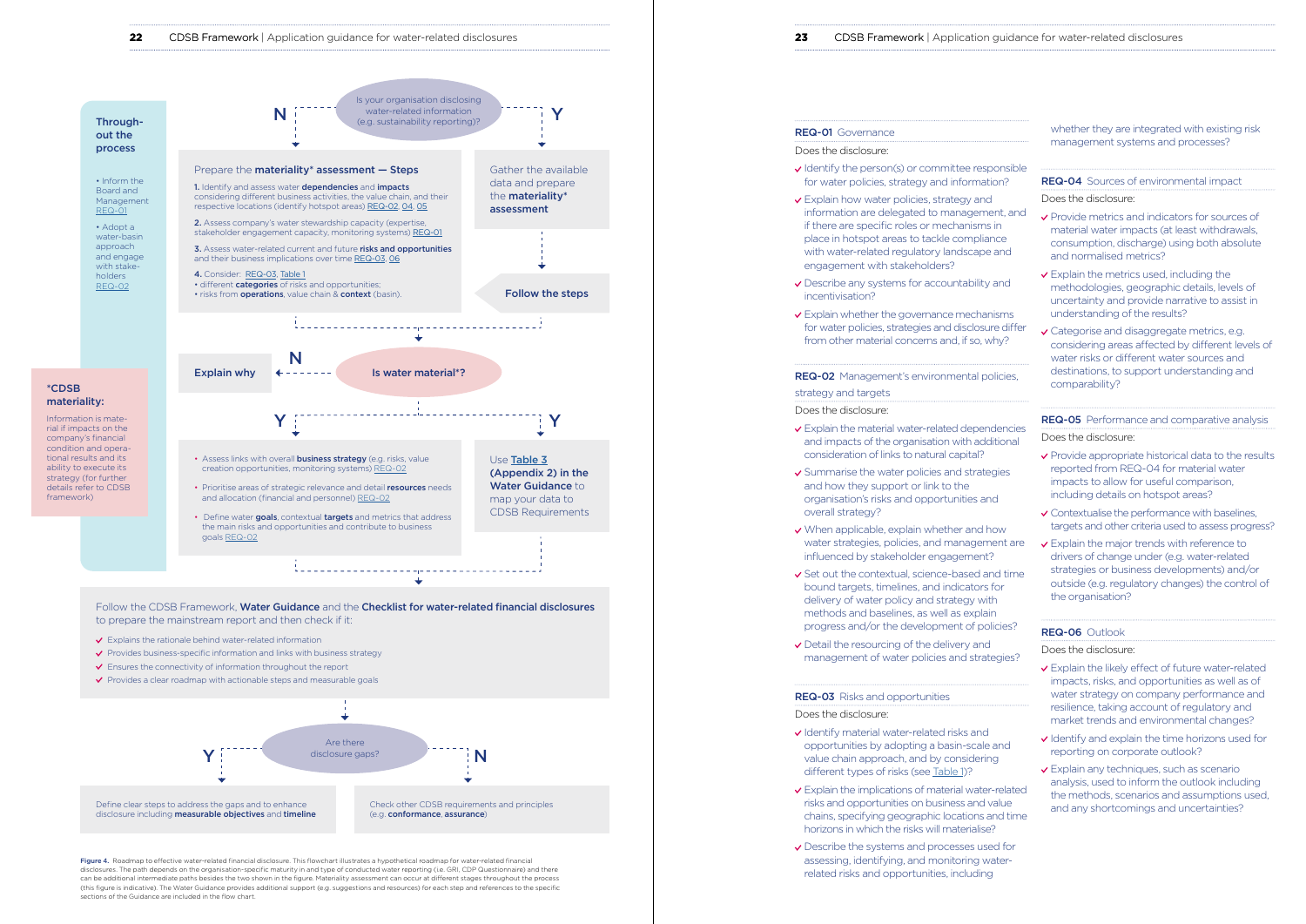**Throughout the process**

- Inform the Board and Management REQ-01
- Adopt a water-basin approach and engage with stakeholders REQ-02

**\*CDSB materiality:**

Information is material if impacts on the company's financial condition and operational results and its ability to execute its strategy (for further details refer to CDSB framework)

Is your organisation disclosing water-related information (e.g. sustainability reporting)?

**N** → Prepare the **materiality\* assessment — Steps**

1. Identify and assess water **dependencies** and **impacts** considering different business activities, the value chain, and their respective locations (identify hotspot areas) REQ-02, 04, 05
2. Assess company's water stewardship capacity (expertise, stakeholder engagement capacity, monitoring systems) REQ-01
3. Assess water-related current and future **risks and opportunities** and their business implications over time REQ-03, 06
4. Consider: REQ-03, Table 1
   - different **categories** of risks and opportunities;
   - risks from **operations**, value chain & **context** (basin).

**Y** → Gather the available data and prepare the **materiality\* assessment** → **Follow the steps**

**Is water material\*?**

**N** → **Explain why**

**Y** →

- Assess links with overall **business strategy** (e.g. risks, value creation opportunities, monitoring systems) REQ-02
- Prioritise areas of strategic relevance and detail **resources** needs and allocation (financial and personnel) REQ-02
- Define water **goals**, contextual **targets** and metrics that address the main risks and opportunities and contribute to business goals REQ-02

**Y** → Use **Table 3 (Appendix 2) in the Water Guidance** to map your data to CDSB Requirements

Follow the CDSB Framework, **Water Guidance** and the **Checklist for water-related financial disclosures** to prepare the mainstream report and then check if it:

- ✓ Explains the rationale behind water-related information
- ✓ Provides business-specific information and links with business strategy
- ✓ Ensures the connectivity of information throughout the report
- ✓ Provides a clear roadmap with actionable steps and measurable goals

Are there disclosure gaps?

**Y** → Define clear steps to address the gaps and to enhance disclosure including **measurable objectives** and **timeline**

**N** → Check other CDSB requirements and principles (e.g. **conformance**, **assurance**)

**Figure 4.** Roadmap to effective water-related financial disclosure. This flowchart illustrates a hypothetical roadmap for water-related financial disclosures. The path depends on the organisation-specific maturity in and type of conducted water reporting (i.e. GRI, CDP Questionnaire) and there can be additional intermediate paths besides the two shown in the figure. Materiality assessment can occur at different stages throughout the process (this figure is indicative). The Water Guidance provides additional support (e.g. suggestions and resources) for each step and references to the specific sections of the Guidance are included in the flow chart.

**REQ-01** Governance

Does the disclosure:

- ✓ Identify the person(s) or committee responsible for water policies, strategy and information?
- ✓ Explain how water policies, strategy and information are delegated to management, and if there are specific roles or mechanisms in place in hotspot areas to tackle compliance with water-related regulatory landscape and engagement with stakeholders?
- ✓ Describe any systems for accountability and incentivisation?
- ✓ Explain whether the governance mechanisms for water policies, strategies and disclosure differ from other material concerns and, if so, why?

**REQ-02** Management's environmental policies, strategy and targets

Does the disclosure:

- ✓ Explain the material water-related dependencies and impacts of the organisation with additional consideration of links to natural capital?
- ✓ Summarise the water policies and strategies and how they support or link to the organisation's risks and opportunities and overall strategy?
- ✓ When applicable, explain whether and how water strategies, policies, and management are influenced by stakeholder engagement?
- ✓ Set out the contextual, science-based and time bound targets, timelines, and indicators for delivery of water policy and strategy with methods and baselines, as well as explain progress and/or the development of policies?
- ✓ Detail the resourcing of the delivery and management of water policies and strategies?

**REQ-03** Risks and opportunities

Does the disclosure:

- ✓ Identify material water-related risks and opportunities by adopting a basin-scale and value chain approach, and by considering different types of risks (see Table 1)?
- ✓ Explain the implications of material water-related risks and opportunities on business and value chains, specifying geographic locations and time horizons in which the risks will materialise?
- ✓ Describe the systems and processes used for assessing, identifying, and monitoring water-related risks and opportunities, including whether they are integrated with existing risk management systems and processes?

**REQ-04** Sources of environmental impact

Does the disclosure:

- ✓ Provide metrics and indicators for sources of material water impacts (at least withdrawals, consumption, discharge) using both absolute and normalised metrics?
- ✓ Explain the metrics used, including the methodologies, geographic details, levels of uncertainty and provide narrative to assist in understanding of the results?
- ✓ Categorise and disaggregate metrics, e.g. considering areas affected by different levels of water risks or different water sources and destinations, to support understanding and comparability?

**REQ-05** Performance and comparative analysis

Does the disclosure:

- ✓ Provide appropriate historical data to the results reported from REQ-04 for material water impacts to allow for useful comparison, including details on hotspot areas?
- ✓ Contextualise the performance with baselines, targets and other criteria used to assess progress?
- ✓ Explain the major trends with reference to drivers of change under (e.g. water-related strategies or business developments) and/or outside (e.g. regulatory changes) the control of the organisation?

**REQ-06** Outlook

Does the disclosure:

- ✓ Explain the likely effect of future water-related impacts, risks, and opportunities as well as of water strategy on company performance and resilience, taking account of regulatory and market trends and environmental changes?
- ✓ Identify and explain the time horizons used for reporting on corporate outlook?
- ✓ Explain any techniques, such as scenario analysis, used to inform the outlook including the methods, scenarios and assumptions used, and any shortcomings and uncertainties?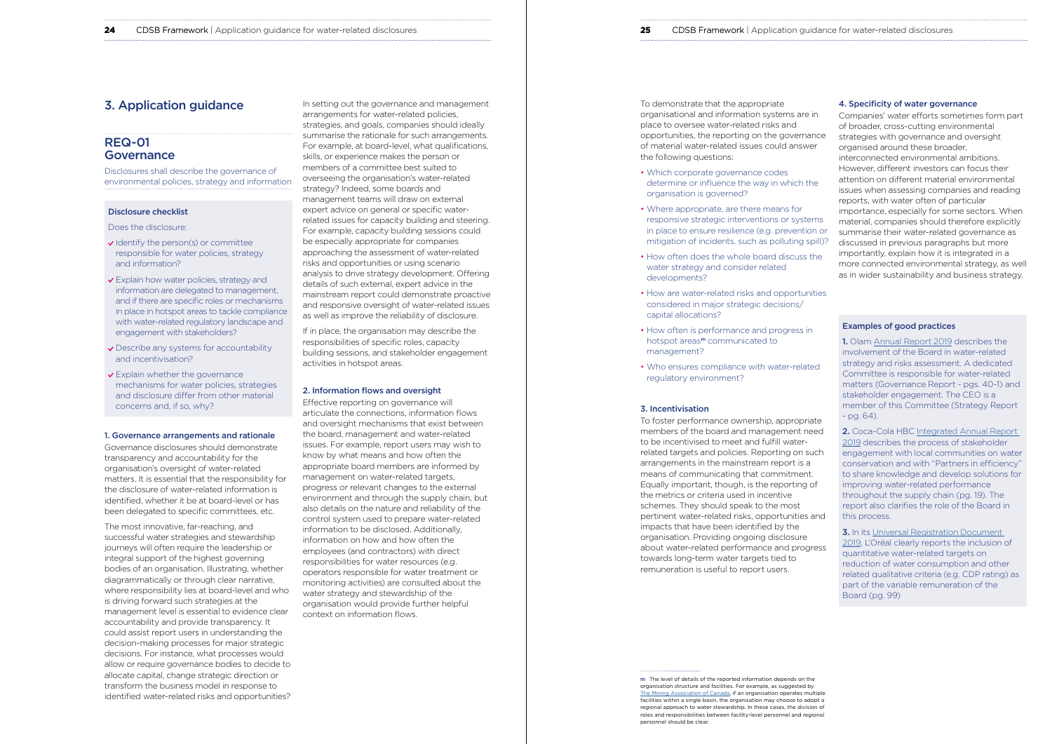# 3. Application guidance

## REQ-01 Governance

Disclosures shall describe the governance of environmental policies, strategy and information

### Disclosure checklist

Does the disclosure:

- ✓ Identify the person(s) or committee responsible for water policies, strategy and information?
- ✓ Explain how water policies, strategy and information are delegated to management, and if there are specific roles or mechanisms in place in hotspot areas to tackle compliance with water-related regulatory landscape and engagement with stakeholders?
- ✓ Describe any systems for accountability and incentivisation?
- ✓ Explain whether the governance mechanisms for water policies, strategies and disclosure differ from other material concerns and, if so, why?

### 1. Governance arrangements and rationale

Governance disclosures should demonstrate transparency and accountability for the organisation's oversight of water-related matters. It is essential that the responsibility for the disclosure of water-related information is identified, whether it be at board-level or has been delegated to specific committees, etc.

The most innovative, far-reaching, and successful water strategies and stewardship journeys will often require the leadership or integral support of the highest governing bodies of an organisation. Illustrating, whether diagrammatically or through clear narrative, where responsibility lies at board-level and who is driving forward such strategies at the management level is essential to evidence clear accountability and provide transparency. It could assist report users in understanding the decision-making processes for major strategic decisions. For instance, what processes would allow or require governance bodies to decide to allocate capital, change strategic direction or transform the business model in response to identified water-related risks and opportunities?

In setting out the governance and management arrangements for water-related policies, strategies, and goals, companies should ideally summarise the rationale for such arrangements. For example, at board-level, what qualifications, skills, or experience makes the person or members of a committee best suited to overseeing the organisation's water-related strategy? Indeed, some boards and management teams will draw on external expert advice on general or specific water-related issues for capacity building and steering. For example, capacity building sessions could be especially appropriate for companies approaching the assessment of water-related risks and opportunities or using scenario analysis to drive strategy development. Offering details of such external, expert advice in the mainstream report could demonstrate proactive and responsive oversight of water-related issues as well as improve the reliability of disclosure.

If in place, the organisation may describe the responsibilities of specific roles, capacity building sessions, and stakeholder engagement activities in hotspot areas.

### 2. Information flows and oversight

Effective reporting on governance will articulate the connections, information flows and oversight mechanisms that exist between the board, management and water-related issues. For example, report users may wish to know by what means and how often the appropriate board members are informed by management on water-related targets, progress or relevant changes to the external environment and through the supply chain, but also details on the nature and reliability of the control system used to prepare water-related information to be disclosed. Additionally, information on how and how often the employees (and contractors) with direct responsibilities for water resources (e.g. operators responsible for water treatment or monitoring activities) are consulted about the water strategy and stewardship of the organisation would provide further helpful context on information flows.

To demonstrate that the appropriate organisational and information systems are in place to oversee water-related risks and opportunities, the reporting on the governance of material water-related issues could answer the following questions:

- Which corporate governance codes determine or influence the way in which the organisation is governed?
- Where appropriate, are there means for responsive strategic interventions or systems in place to ensure resilience (e.g. prevention or mitigation of incidents, such as polluting spill)?
- How often does the whole board discuss the water strategy and consider related developments?
- How are water-related risks and opportunities considered in major strategic decisions/ capital allocations?
- How often is performance and progress in hotspot areas[m] communicated to management?
- Who ensures compliance with water-related regulatory environment?

### 3. Incentivisation

To foster performance ownership, appropriate members of the board and management need to be incentivised to meet and fulfill water-related targets and policies. Reporting on such arrangements in the mainstream report is a means of communicating that commitment. Equally important, though, is the reporting of the metrics or criteria used in incentive schemes. They should speak to the most pertinent water-related risks, opportunities and impacts that have been identified by the organisation. Providing ongoing disclosure about water-related performance and progress towards long-term water targets tied to remuneration is useful to report users.

### 4. Specificity of water governance

Companies' water efforts sometimes form part of broader, cross-cutting environmental strategies with governance and oversight organised around these broader, interconnected environmental ambitions. However, different investors can focus their attention on different material environmental issues when assessing companies and reading reports, with water often of particular importance, especially for some sectors. When material, companies should therefore explicitly summarise their water-related governance as discussed in previous paragraphs but more importantly, explain how it is integrated in a more connected environmental strategy, as well as in wider sustainability and business strategy.

### Examples of good practices

**1.** Olam Annual Report 2019 describes the involvement of the Board in water-related strategy and risks assessment. A dedicated Committee is responsible for water-related matters (Governance Report - pgs. 40-1) and stakeholder engagement. The CEO is a member of this Committee (Strategy Report - pg. 64).

**2.** Coca-Cola HBC Integrated Annual Report 2019 describes the process of stakeholder engagement with local communities on water conservation and with "Partners in efficiency" to share knowledge and develop solutions for improving water-related performance throughout the supply chain (pg. 19). The report also clarifies the role of the Board in this process.

**3.** In its Universal Registration Document 2019, L'Oréal clearly reports the inclusion of quantitative water-related targets on reduction of water consumption and other related qualitative criteria (e.g. CDP rating) as part of the variable remuneration of the Board (pg. 99)

---

m The level of details of the reported information depends on the organisation structure and facilities. For example, as suggested by The Mining Association of Canada, if an organisation operates multiple facilities within a single basin, the organisation may choose to adopt a regional approach to water stewardship. In these cases, the division of roles and responsibilities between facility-level personnel and regional personnel should be clear.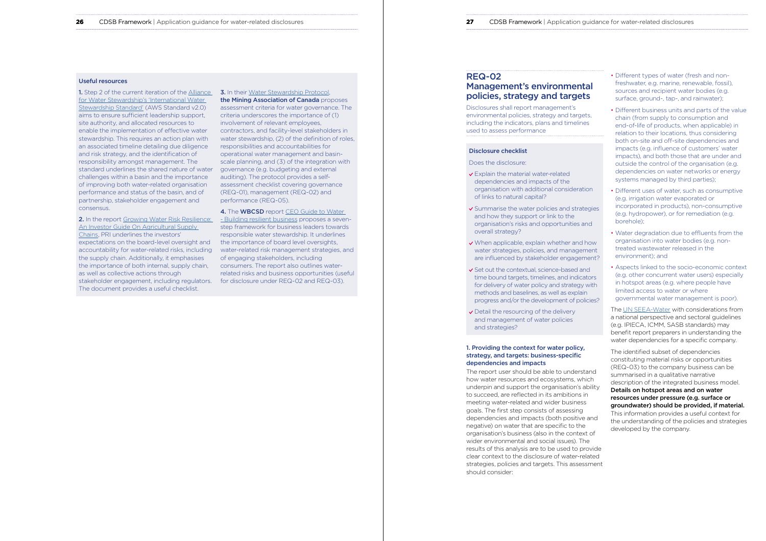### Useful resources

**1.** Step 2 of the current iteration of the Alliance for Water Stewardship's 'International Water Stewardship Standard' (AWS Standard v2.0) aims to ensure sufficient leadership support, site authority, and allocated resources to enable the implementation of effective water stewardship. This requires an action plan with an associated timeline detailing due diligence and risk strategy, and the identification of responsibility amongst management. The standard underlines the shared nature of water challenges within a basin and the importance of improving both water-related organisation performance and status of the basin, and of partnership, stakeholder engagement and consensus.

**2.** In the report Growing Water Risk Resilience: An Investor Guide On Agricultural Supply Chains, PRI underlines the investors' expectations on the board-level oversight and accountability for water-related risks, including the supply chain. Additionally, it emphasises the importance of both internal, supply chain, as well as collective actions through stakeholder engagement, including regulators. The document provides a useful checklist.

**3.** In their Water Stewardship Protocol, **the Mining Association of Canada** proposes assessment criteria for water governance. The criteria underscores the importance of (1) involvement of relevant employees, contractors, and facility-level stakeholders in water stewardship, (2) of the definition of roles, responsibilities and accountabilities for operational water management and basin-scale planning, and (3) of the integration with performance (REQ-05).

**4.** The **WBCSD** report CEO Guide to Water - Building resilient business proposes a seven-step framework for business leaders towards responsible water stewardship. It underlines the importance of board level oversights, water-related risk management strategies, and of engaging stakeholders, including consumers. The report also outlines water-related risks and business opportunities (useful for disclosure under REQ-02 and REQ-03).

## REQ-02 Management's environmental policies, strategy and targets

Disclosures shall report management's environmental policies, strategy and targets, including the indicators, plans and timelines used to assess performance

### Disclosure checklist

Does the disclosure:

- ✓ Explain the material water-related dependencies and impacts of the organisation with additional consideration of links to natural capital?
- ✓ Summarise the water policies and strategies and how they support or link to the organisation's risks and opportunities and overall strategy?
- ✓ When applicable, explain whether and how water strategies, policies, and management are influenced by stakeholder engagement?
- ✓ Set out the contextual, science-based and time bound targets, timelines, and indicators for delivery of water policy and strategy with methods and baselines, as well as explain progress and/or the development of policies?
- ✓ Detail the resourcing of the delivery and management of water policies and strategies?

### 1. Providing the context for water policy, strategy, and targets: business-specific dependencies and impacts

The report user should be able to understand how water resources and ecosystems, which underpin and support the organisation's ability to succeed, are reflected in its ambitions in meeting water-related and wider business goals. The first step consists of assessing dependencies and impacts (both positive and negative) on water that are specific to the organisation's business (also in the context of wider environmental and social issues). The results of this analysis are to be used to provide clear context to the disclosure of water-related strategies, policies and targets. This assessment should consider:

- Different types of water (fresh and non-freshwater, e.g. marine, renewable, fossil), sources and recipient water bodies (e.g. surface, ground-, tap-, and rainwater);
- Different business units and parts of the value chain (from supply to consumption and end-of-life of products, when applicable) in relation to their locations, thus considering both on-site and off-site dependencies and impacts (e.g. influence of customers' water impacts), and both those that are under and outside the control of the organisation (e.g. dependencies on water networks or energy systems managed by third parties);
- Different uses of water, such as consumptive (e.g. irrigation water evaporated or incorporated in products), non-consumptive (e.g. hydropower), or for remediation (e.g. borehole);
- Water degradation due to effluents from the organisation into water bodies (e.g. non-treated wastewater released in the environment); and
- Aspects linked to the socio-economic context (e.g. other concurrent water users) especially in hotspot areas (e.g. where people have limited access to water or where governmental water management is poor).

The UN SEEA-Water with considerations from a national perspective and sectoral guidelines (e.g. IPIECA, ICMM, SASB standards) may benefit report preparers in understanding the water dependencies for a specific company.

The identified subset of dependencies constituting material risks or opportunities (REQ-03) to the company business can be summarised in a qualitative narrative description of the integrated business model. **Details on hotspot areas and on water resources under pressure (e.g. surface or groundwater) should be provided, if material.** This information provides a useful context for the understanding of the policies and strategies developed by the company.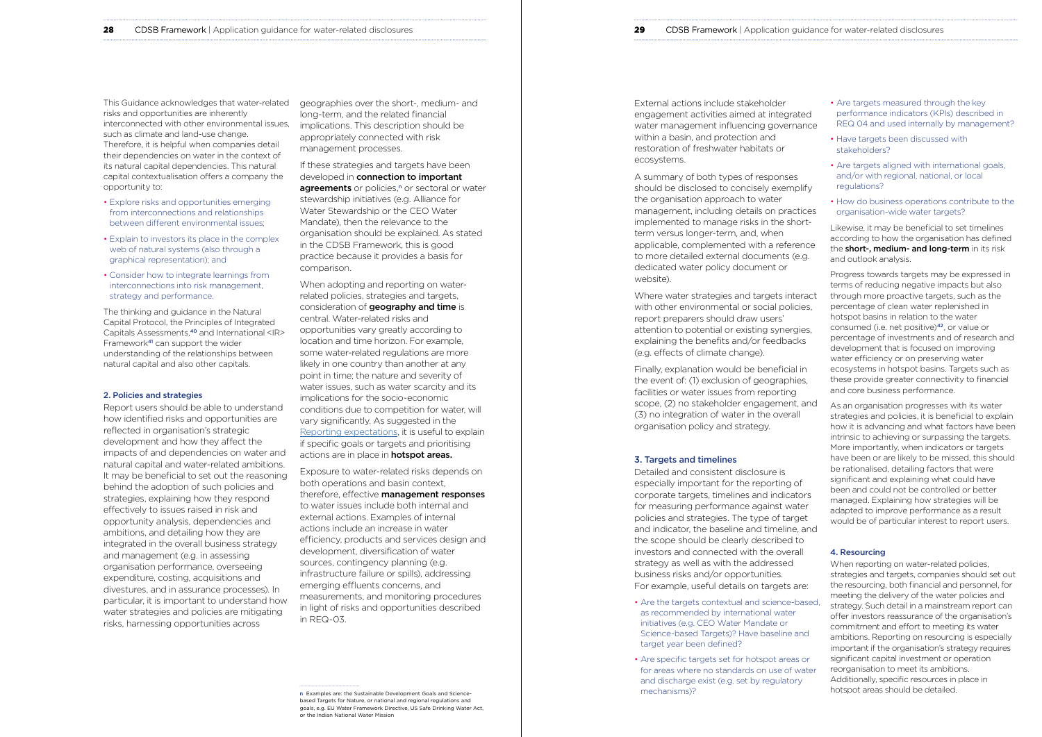This Guidance acknowledges that water-related risks and opportunities are inherently interconnected with other environmental issues, such as climate and land-use change. Therefore, it is helpful when companies detail their dependencies on water in the context of its natural capital dependencies. This natural capital contextualisation offers a company the opportunity to:

- Explore risks and opportunities emerging from interconnections and relationships between different environmental issues;
- Explain to investors its place in the complex web of natural systems (also through a graphical representation); and
- Consider how to integrate learnings from interconnections into risk management, strategy and performance.

The thinking and guidance in the Natural Capital Protocol, the Principles of Integrated Capitals Assessments,[40] and International <IR> Framework[41] can support the wider understanding of the relationships between natural capital and also other capitals.

### 2. Policies and strategies

Report users should be able to understand how identified risks and opportunities are reflected in organisation's strategic development and how they affect the impacts of and dependencies on water and natural capital and water-related ambitions. It may be beneficial to set out the reasoning behind the adoption of such policies and strategies, explaining how they respond effectively to issues raised in risk and opportunity analysis, dependencies and ambitions, and detailing how they are integrated in the overall business strategy and management (e.g. in assessing organisation performance, overseeing expenditure, costing, acquisitions and divestures, and in assurance processes). In particular, it is important to understand how water strategies and policies are mitigating risks, harnessing opportunities across geographies over the short-, medium- and long-term, and the related financial implications. This description should be appropriately connected with risk management processes.

If these strategies and targets have been developed in **connection to important agreements** or policies,[n] or sectoral or water stewardship initiatives (e.g. Alliance for Water Stewardship or the CEO Water Mandate), then the relevance to the organisation should be explained. As stated in the CDSB Framework, this is good practice because it provides a basis for comparison.

When adopting and reporting on water-related policies, strategies and targets, consideration of **geography and time** is central. Water-related risks and opportunities vary greatly according to location and time horizon. For example, some water-related regulations are more likely in one country than another at any point in time; the nature and severity of water issues, such as water scarcity and its implications for the socio-economic conditions due to competition for water, will vary significantly. As suggested in the Reporting expectations, it is useful to explain if specific goals or targets and prioritising actions are in place in **hotspot areas.**

Exposure to water-related risks depends on both operations and basin context, therefore, effective **management responses** to water issues include both internal and external actions. Examples of internal actions include an increase in water efficiency, products and services design and development, diversification of water sources, contingency planning (e.g. infrastructure failure or spills), addressing emerging effluents concerns, and measurements, and monitoring procedures in light of risks and opportunities described in REQ-03.

[n] Examples are: the Sustainable Development Goals and Science-based Targets for Nature, or national and regional regulations and goals, e.g. EU Water Framework Directive, US Safe Drinking Water Act, or the Indian National Water Mission

External actions include stakeholder engagement activities aimed at integrated water management influencing governance within a basin, and protection and restoration of freshwater habitats or ecosystems.

A summary of both types of responses should be disclosed to concisely exemplify the organisation approach to water management, including details on practices implemented to manage risks in the short-term versus longer-term, and, when applicable, complemented with a reference to more detailed external documents (e.g. dedicated water policy document or website).

Where water strategies and targets interact with other environmental or social policies, report preparers should draw users' attention to potential or existing synergies, explaining the benefits and/or feedbacks (e.g. effects of climate change).

Finally, explanation would be beneficial in the event of: (1) exclusion of geographies, facilities or water issues from reporting scope, (2) no stakeholder engagement, and (3) no integration of water in the overall organisation policy and strategy.

### 3. Targets and timelines

Detailed and consistent disclosure is especially important for the reporting of corporate targets, timelines and indicators for measuring performance against water policies and strategies. The type of target and indicator, the baseline and timeline, and the scope should be clearly described to investors and connected with the overall strategy as well as with the addressed business risks and/or opportunities. For example, useful details on targets are:

- Are the targets contextual and science-based, as recommended by international water initiatives (e.g. CEO Water Mandate or Science-based Targets)? Have baseline and target year been defined?
- Are specific targets set for hotspot areas or for areas where no standards on use of water and discharge exist (e.g. set by regulatory mechanisms)?
- Are targets measured through the key performance indicators (KPIs) described in REQ 04 and used internally by management?
- Have targets been discussed with stakeholders?
- Are targets aligned with international goals, and/or with regional, national, or local regulations?
- How do business operations contribute to the organisation-wide water targets?

Likewise, it may be beneficial to set timelines according to how the organisation has defined the **short-, medium- and long-term** in its risk and outlook analysis.

Progress towards targets may be expressed in terms of reducing negative impacts but also through more proactive targets, such as the percentage of clean water replenished in hotspot basins in relation to the water consumed (i.e. net positive)[42], or value or percentage of investments and of research and development that is focused on improving water efficiency or on preserving water ecosystems in hotspot basins. Targets such as these provide greater connectivity to financial and core business performance.

As an organisation progresses with its water strategies and policies, it is beneficial to explain how it is advancing and what factors have been intrinsic to achieving or surpassing the targets. More importantly, when indicators or targets have been or are likely to be missed, this should be rationalised, detailing factors that were significant and explaining what could have been and could not be controlled or better managed. Explaining how strategies will be adapted to improve performance as a result would be of particular interest to report users.

### 4. Resourcing

When reporting on water-related policies, strategies and targets, companies should set out the resourcing, both financial and personnel, for meeting the delivery of the water policies and strategy. Such detail in a mainstream report can offer investors reassurance of the organisation's commitment and effort to meeting its water ambitions. Reporting on resourcing is especially important if the organisation's strategy requires significant capital investment or operation reorganisation to meet its ambitions. Additionally, specific resources in place in hotspot areas should be detailed.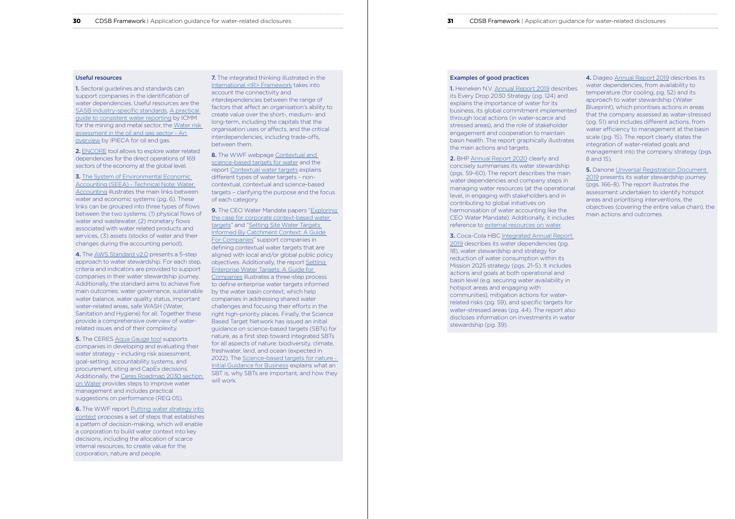### Useful resources

**1.** Sectoral guidelines and standards can support companies in the identification of water dependencies. Useful resources are the SASB industry-specific standards, A practical guide to consistent water reporting by ICMM for the mining and metal sector, the Water risk assessment in the oil and gas sector - An overview by IPIECA for oil and gas.

**2.** ENCORE tool allows to explore water related dependencies for the direct operations of 169 sectors of the economy at the global level.

**3.** The System of Environmental Economic Accounting (SEEA) - Technical Note: Water Accounting illustrates the main links between water and economic systems (pg. 6). These links can be grouped into three types of flows between the two systems: (1) physical flows of water and wastewater, (2) monetary flows associated with water related products and services, (3) assets (stocks of water and their changes during the accounting period).

**4.** The AWS Standard v2.0 presents a 5-step approach to water stewardship. For each step, criteria and indicators are provided to support companies in their water stewardship journey. Additionally, the standard aims to achieve five main outcomes: water governance, sustainable water balance, water quality status, important water-related areas, safe WASH (Water, Sanitation and Hygiene) for all. Together these provide a comprehensive overview of water-related issues and of their complexity.

**5.** The CERES Aqua Gauge tool supports companies in developing and evaluating their water strategy – including risk assessment, goal-setting, accountability systems, and procurement, siting and CapEx decisions. Additionally, the Ceres Roadmap 2030 section on Water provides steps to improve water management and includes practical suggestions on performance (REQ 05).

**6.** The WWF report Putting water strategy into context proposes a set of steps that establishes a pattern of decision-making, which will enable a corporation to build water context into key decisions, including the allocation of scarce internal resources, to create value for the corporation, nature and people.

**7.** The integrated thinking illustrated in the International <IR> Framework takes into account the connectivity and interdependencies between the range of factors that affect an organisation's ability to create value over the short-, medium- and long-term, including the capitals that the organisation uses or affects, and the critical interdependencies, including trade-offs, between them.

**8.** The WWF webpage Contextual and science-based targets for water and the report Contextual water targets explains different types of water targets – non-contextual, contextual and science-based targets – clarifying the purpose and the focus of each category.

**9.** The CEO Water Mandate papers "Exploring the case for corporate context-based water targets" and "Setting Site Water Targets Informed By Catchment Context: A Guide For Companies" support companies in defining contextual water targets that are aligned with local and/or global public policy objectives. Additionally, the report Setting Enterprise Water Targets: A Guide for Companies illustrates a three-step process to define enterprise water targets informed by the water basin context, which help companies in addressing shared water challenges and focusing their efforts in the right high-priority places. Finally, the Science Based Target Network has issued an initial guidance on science-based targets (SBTs) for nature, as a first step toward integrated SBTs for all aspects of nature: biodiversity, climate, freshwater, land, and ocean (expected in 2022). The Science-based targets for nature - Initial Guidance for Business explains what an SBT is, why SBTs are important, and how they will work.

### Examples of good practices

**1.** Heineken N.V. Annual Report 2019 describes its Every Drop 2030 Strategy (pg. 124) and explains the importance of water for its business, its global commitment implemented through local actions (in water-scarce and stressed areas), and the role of stakeholder engagement and cooperation to maintain basin health. The report graphically illustrates the main actions and targets.

**2.** BHP Annual Report 2020 clearly and concisely summarises its water stewardship (pgs. 59-60). The report describes the main water dependencies and company steps in managing water resources (at the operational level, in engaging with stakeholders and in contributing to global initiatives on harmonisation of water accounting like the CEO Water Mandate). Additionally, it includes reference to external resources on water.

**3.** Coca-Cola HBC Integrated Annual Report 2019 describes its water dependencies (pg. 18), water stewardship and strategy for reduction of water consumption within its Mission 2025 strategy (pgs. 21-5). It includes actions and goals at both operational and basin level (e.g. securing water availability in hotspot areas and engaging with communities), mitigation actions for water-related risks (pg. 59), and specific targets for water-stressed areas (pg. 44). The report also discloses information on investments in water stewardship (pg. 39).

**4.** Diageo Annual Report 2019 describes its water dependencies, from availability to temperature (for cooling, pg. 52) and its approach to water stewardship (Water Blueprint), which prioritises actions in areas that the company assessed as water-stressed (pg. 51) and includes different actions, from water efficiency to management at the basin scale (pg. 15). The report clearly states the integration of water-related goals and management into the company strategy (pgs. 8 and 15).

**5.** Danone Universal Registration Document 2019 presents its water stewardship journey (pgs. 166-8). The report illustrates the assessment undertaken to identify hotspot areas and prioritising interventions, the objectives (covering the entire value chain), the main actions and outcomes.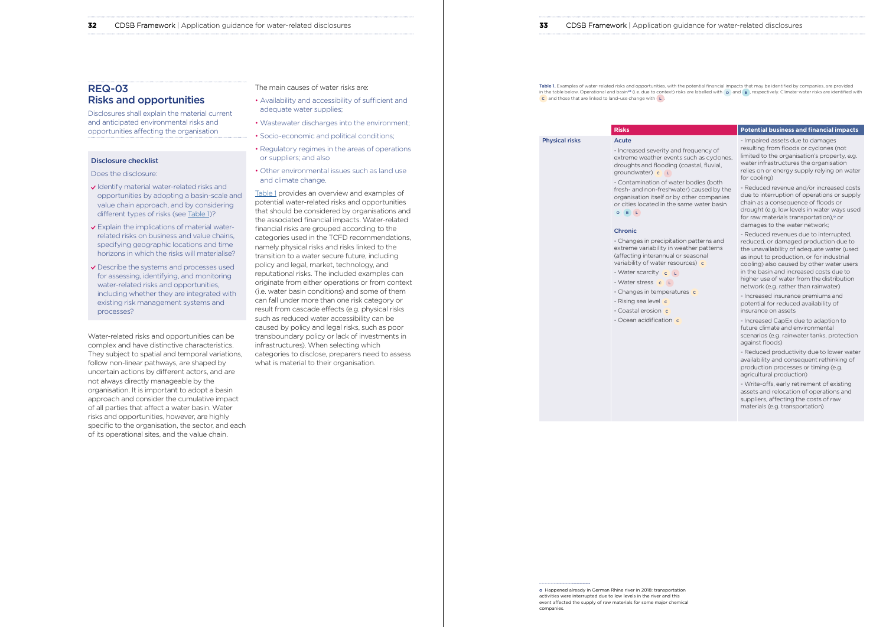## REQ-03
## Risks and opportunities

Disclosures shall explain the material current and anticipated environmental risks and opportunities affecting the organisation

### Disclosure checklist

Does the disclosure:

- Identify material water-related risks and opportunities by adopting a basin-scale and value chain approach, and by considering different types of risks (see Table 1)?
- Explain the implications of material water-related risks on business and value chains, specifying geographic locations and time horizons in which the risks will materialise?
- Describe the systems and processes used for assessing, identifying, and monitoring water-related risks and opportunities, including whether they are integrated with existing risk management systems and processes?

Water-related risks and opportunities can be complex and have distinctive characteristics. They subject to spatial and temporal variations, follow non-linear pathways, are shaped by uncertain actions by different actors, and are not always directly manageable by the organisation. It is important to adopt a basin approach and consider the cumulative impact of all parties that affect a water basin. Water risks and opportunities, however, are highly specific to the organisation, the sector, and each of its operational sites, and the value chain.

The main causes of water risks are:

- Availability and accessibility of sufficient and adequate water supplies;
- Wastewater discharges into the environment;
- Socio-economic and political conditions;
- Regulatory regimes in the areas of operations or suppliers; and also
- Other environmental issues such as land use and climate change.

Table 1 provides an overview and examples of potential water-related risks and opportunities that should be considered by organisations and the associated financial impacts. Water-related financial risks are grouped according to the categories used in the TCFD recommendations, namely physical risks and risks linked to the transition to a water secure future, including policy and legal, market, technology, and reputational risks. The included examples can originate from either operations or from context (i.e. water basin conditions) and some of them can fall under more than one risk category or result from cascade effects (e.g. physical risks such as reduced water accessibility can be caused by policy and legal risks, such as poor transboundary policy or lack of investments in infrastructures). When selecting which categories to disclose, preparers need to assess what is material to their organisation.

**Table 1.** Examples of water-related risks and opportunities, with the potential financial impacts that may be identified by companies, are provided in the table below. Operational and basin[49] (i.e. due to context) risks are labelled with O and B, respectively. Climate-water risks are identified with C and those that are linked to land-use change with L.

| | Risks | Potential business and financial impacts |
|---|---|---|
| **Physical risks** | **Acute**<br>- Increased severity and frequency of extreme weather events such as cyclones, droughts and flooding (coastal, fluvial, groundwater) C L<br>- Contamination of water bodies (both fresh- and non-freshwater) caused by the organisation itself or by other companies or cities located in the same water basin O B L<br><br>**Chronic**<br>- Changes in precipitation patterns and extreme variability in weather patterns (affecting interannual or seasonal variability of water resources) C<br>- Water scarcity C L<br>- Water stress C L<br>- Changes in temperatures C<br>- Rising sea level C<br>- Coastal erosion C<br>- Ocean acidification C | - Impaired assets due to damages resulting from floods or cyclones (not limited to the organisation's property, e.g. water infrastructures the organisation relies on or energy supply relying on water for cooling)<br>- Reduced revenue and/or increased costs due to interruption of operations or supply chain as a consequence of floods or drought (e.g. low levels in water ways used for raw materials transportation),[o] or damages to the water network;<br>- Reduced revenues due to interrupted, reduced, or damaged production due to the unavailability of adequate water (used as input to production, or for industrial cooling) also caused by other water users in the basin and increased costs due to higher use of water from the distribution network (e.g. rather than rainwater)<br>- Increased insurance premiums and potential for reduced availability of insurance on assets<br>- Increased CapEx due to adaption to future climate and environmental scenarios (e.g. rainwater tanks, protection against floods)<br>- Reduced productivity due to lower water availability and consequent rethinking of production processes or timing (e.g. agricultural production)<br>- Write-offs, early retirement of existing assets and relocation of operations and suppliers, affecting the costs of raw materials (e.g. transportation) |

[o] Happened already in German Rhine river in 2018: transportation activities were interrupted due to low levels in the river and this event affected the supply of raw materials for some major chemical companies.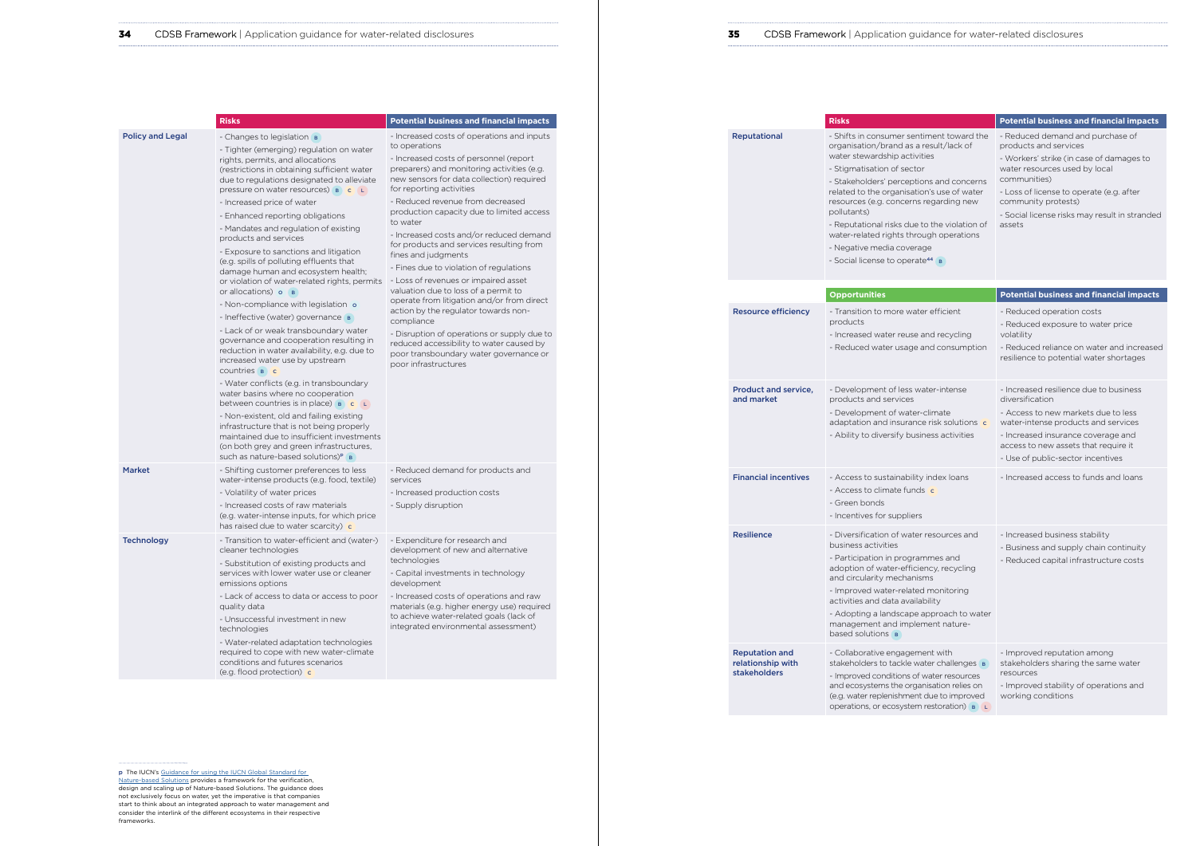| | Risks | Potential business and financial impacts |
|---|---|---|
| **Policy and Legal** | - Changes to legislation B<br>- Tighter (emerging) regulation on water rights, permits, and allocations (restrictions in obtaining sufficient water due to regulations designated to alleviate pressure on water resources) B C L<br>- Increased price of water<br>- Enhanced reporting obligations<br>- Mandates and regulation of existing products and services<br>- Exposure to sanctions and litigation (e.g. spills of polluting effluents that damage human and ecosystem health; or violation of water-related rights, permits or allocations) O B<br>- Non-compliance with legislation O<br>- Ineffective (water) governance B<br>- Lack of or weak transboundary water governance and cooperation resulting in reduction in water availability, e.g. due to increased water use by upstream countries B C<br>- Water conflicts (e.g. in transboundary water basins where no cooperation between countries is in place) B C L<br>- Non-existent, old and failing existing infrastructure that is not being properly maintained due to insufficient investments (on both grey and green infrastructures, such as nature-based solutions)[p] B | - Increased costs of operations and inputs to operations<br>- Increased costs of personnel (report preparers) and monitoring activities (e.g. new sensors for data collection) required for reporting activities<br>- Reduced revenue from decreased production capacity due to limited access to water<br>- Increased costs and/or reduced demand for products and services resulting from fines and judgments<br>- Fines due to violation of regulations<br>- Loss of revenues or impaired asset valuation due to loss of a permit to operate from litigation and/or from direct action by the regulator towards non-compliance<br>- Disruption of operations or supply due to reduced accessibility to water caused by poor transboundary water governance or poor infrastructures |
| **Market** | - Shifting customer preferences to less water-intense products (e.g. food, textile)<br>- Volatility of water prices<br>- Increased costs of raw materials (e.g. water-intense inputs, for which price has raised due to water scarcity) C | - Reduced demand for products and services<br>- Increased production costs<br>- Supply disruption |
| **Technology** | - Transition to water-efficient and (water-) cleaner technologies<br>- Substitution of existing products and services with lower water use or cleaner emissions options<br>- Lack of access to data or access to poor quality data<br>- Unsuccessful investment in new technologies<br>- Water-related adaptation technologies required to cope with new water-climate conditions and futures scenarios (e.g. flood protection) C | - Expenditure for research and development of new and alternative technologies<br>- Capital investments in technology development<br>- Increased costs of operations and raw materials (e.g. higher energy use) required to achieve water-related goals (lack of integrated environmental assessment) |

p The IUCN's Guidance for using the IUCN Global Standard for Nature-based Solutions provides a framework for the verification, design and scaling up of Nature-based Solutions. The guidance does not exclusively focus on water, yet the imperative is that companies start to think about an integrated approach to water management and consider the interlink of the different ecosystems in their respective frameworks.

| | Risks | Potential business and financial impacts |
|---|---|---|
| **Reputational** | - Shifts in consumer sentiment toward the organisation/brand as a result/lack of water stewardship activities<br>- Stigmatisation of sector<br>- Stakeholders' perceptions and concerns related to the organisation's use of water resources (e.g. concerns regarding new pollutants)<br>- Reputational risks due to the violation of water-related rights through operations<br>- Negative media coverage<br>- Social license to operate[44] B | - Reduced demand and purchase of products and services<br>- Workers' strike (in case of damages to water resources used by local communities)<br>- Loss of license to operate (e.g. after community protests)<br>- Social license risks may result in stranded assets |

| | Opportunities | Potential business and financial impacts |
|---|---|---|
| **Resource efficiency** | - Transition to more water efficient products<br>- Increased water reuse and recycling<br>- Reduced water usage and consumption | - Reduced operation costs<br>- Reduced exposure to water price volatility<br>- Reduced reliance on water and increased resilience to potential water shortages |
| **Product and service, and market** | - Development of less water-intense products and services<br>- Development of water-climate adaptation and insurance risk solutions C<br>- Ability to diversify business activities | - Increased resilience due to business diversification<br>- Access to new markets due to less water-intense products and services<br>- Increased insurance coverage and access to new assets that require it<br>- Use of public-sector incentives |
| **Financial incentives** | - Access to sustainability index loans<br>- Access to climate funds C<br>- Green bonds<br>- Incentives for suppliers | - Increased access to funds and loans |
| **Resilience** | - Diversification of water resources and business activities<br>- Participation in programmes and adoption of water-efficiency, recycling and circularity mechanisms<br>- Improved water-related monitoring activities and data availability<br>- Adopting a landscape approach to water management and implement nature-based solutions B | - Increased business stability<br>- Business and supply chain continuity<br>- Reduced capital infrastructure costs |
| **Reputation and relationship with stakeholders** | - Collaborative engagement with stakeholders to tackle water challenges B<br>- Improved conditions of water resources and ecosystems the organisation relies on (e.g. water replenishment due to improved operations, or ecosystem restoration) B L | - Improved reputation among stakeholders sharing the same water resources<br>- Improved stability of operations and working conditions |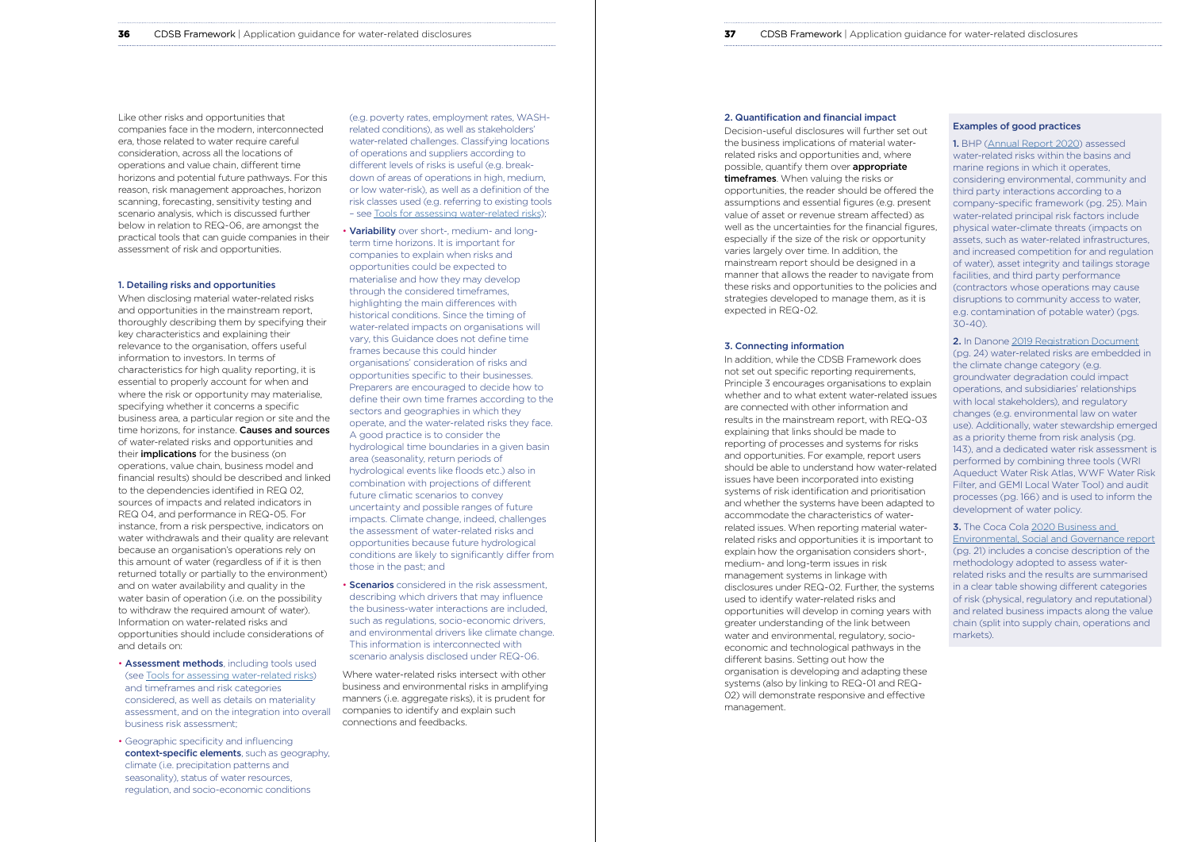Like other risks and opportunities that companies face in the modern, interconnected era, those related to water require careful consideration, across all the locations of operations and value chain, different time horizons and potential future pathways. For this reason, risk management approaches, horizon scanning, forecasting, sensitivity testing and scenario analysis, which is discussed further below in relation to REQ-06, are amongst the practical tools that can guide companies in their assessment of risk and opportunities.

### 1. Detailing risks and opportunities

When disclosing material water-related risks and opportunities in the mainstream report, thoroughly describing them by specifying their key characteristics and explaining their relevance to the organisation, offers useful information to investors. In terms of characteristics for high quality reporting, it is essential to properly account for when and where the risk or opportunity may materialise, specifying whether it concerns a specific business area, a particular region or site and the time horizons, for instance. **Causes and sources** of water-related risks and opportunities and their **implications** for the business (on operations, value chain, business model and financial results) should be described and linked to the dependencies identified in REQ 02, sources of impacts and related indicators in REQ 04, and performance in REQ-05. For instance, from a risk perspective, indicators on water withdrawals and their quality are relevant because an organisation's operations rely on this amount of water (regardless of if it is then returned totally or partially to the environment) and on water availability and quality in the water basin of operation (i.e. on the possibility to withdraw the required amount of water). Information on water-related risks and opportunities should include considerations of and details on:

- **Assessment methods**, including tools used (see Tools for assessing water-related risks) and timeframes and risk categories considered, as well as details on materiality assessment, and on the integration into overall business risk assessment;
- Geographic specificity and influencing **context-specific elements**, such as geography, climate (i.e. precipitation patterns and seasonality), status of water resources, regulation, and socio-economic conditions (e.g. poverty rates, employment rates, WASH-related conditions), as well as stakeholders' water-related challenges. Classifying locations of operations and suppliers according to different levels of risks is useful (e.g. break-down of areas of operations in high, medium, or low water-risk), as well as a definition of the risk classes used (e.g. referring to existing tools – see Tools for assessing water-related risks);
- **Variability** over short-, medium- and long-term time horizons. It is important for companies to explain when risks and opportunities could be expected to materialise and how they may develop through the considered timeframes, highlighting the main differences with historical conditions. Since the timing of water-related impacts on organisations will vary, this Guidance does not define time frames because this could hinder organisations' consideration of risks and opportunities specific to their businesses. Preparers are encouraged to decide how to define their own time frames according to the sectors and geographies in which they operate, and the water-related risks they face. A good practice is to consider the hydrological time boundaries in a given basin area (seasonality, return periods of hydrological events like floods etc.) also in combination with projections of different future climatic scenarios to convey uncertainty and possible ranges of future impacts. Climate change, indeed, challenges the assessment of water-related risks and opportunities because future hydrological conditions are likely to significantly differ from those in the past; and
- **Scenarios** considered in the risk assessment, describing which drivers that may influence the business-water interactions are included, such as regulations, socio-economic drivers, and environmental drivers like climate change. This information is interconnected with scenario analysis disclosed under REQ-06.

Where water-related risks intersect with other business and environmental risks in amplifying manners (i.e. aggregate risks), it is prudent for companies to identify and explain such connections and feedbacks.

### 2. Quantification and financial impact

Decision-useful disclosures will further set out the business implications of material water-related risks and opportunities and, where possible, quantify them over **appropriate timeframes**. When valuing the risks or opportunities, the reader should be offered the assumptions and essential figures (e.g. present value of asset or revenue stream affected) as well as the uncertainties for the financial figures, especially if the size of the risk or opportunity varies largely over time. In addition, the mainstream report should be designed in a manner that allows the reader to navigate from these risks and opportunities to the policies and strategies developed to manage them, as it is expected in REQ-02.

### 3. Connecting information

In addition, while the CDSB Framework does not set out specific reporting requirements, Principle 3 encourages organisations to explain whether and to what extent water-related issues are connected with other information and results in the mainstream report, with REQ-03 explaining that links should be made to reporting of processes and systems for risks and opportunities. For example, report users should be able to understand how water-related issues have been incorporated into existing systems of risk identification and prioritisation and whether the systems have been adapted to accommodate the characteristics of water-related issues. When reporting material water-related risks and opportunities it is important to explain how the organisation considers short-, medium- and long-term issues in risk management systems in linkage with disclosures under REQ-02. Further, the systems used to identify water-related risks and opportunities will develop in coming years with greater understanding of the link between water and environmental, regulatory, socio-economic and technological pathways in the different basins. Setting out how the organisation is developing and adapting these systems (also by linking to REQ-01 and REQ-02) will demonstrate responsive and effective management.

#### Examples of good practices

**1.** BHP (Annual Report 2020) assessed water-related risks within the basins and marine regions in which it operates, considering environmental, community and third party interactions according to a company-specific framework (pg. 25). Main water-related principal risk factors include physical water-climate threats (impacts on assets, such as water-related infrastructures, and increased competition for and regulation of water), asset integrity and tailings storage facilities, and third party performance (contractors whose operations may cause disruptions to community access to water, e.g. contamination of potable water) (pgs. 30-40).

**2.** In Danone 2019 Registration Document (pg. 24) water-related risks are embedded in the climate change category (e.g. groundwater degradation could impact operations, and subsidiaries' relationships with local stakeholders), and regulatory changes (e.g. environmental law on water use). Additionally, water stewardship emerged as a priority theme from risk analysis (pg. 143), and a dedicated water risk assessment is performed by combining three tools (WRI Aqueduct Water Risk Atlas, WWF Water Risk Filter, and GEMI Local Water Tool) and audit processes (pg. 166) and is used to inform the development of water policy.

**3.** The Coca Cola 2020 Business and Environmental, Social and Governance report (pg. 21) includes a concise description of the methodology adopted to assess water-related risks and the results are summarised in a clear table showing different categories of risk (physical, regulatory and reputational) and related business impacts along the value chain (split into supply chain, operations and markets).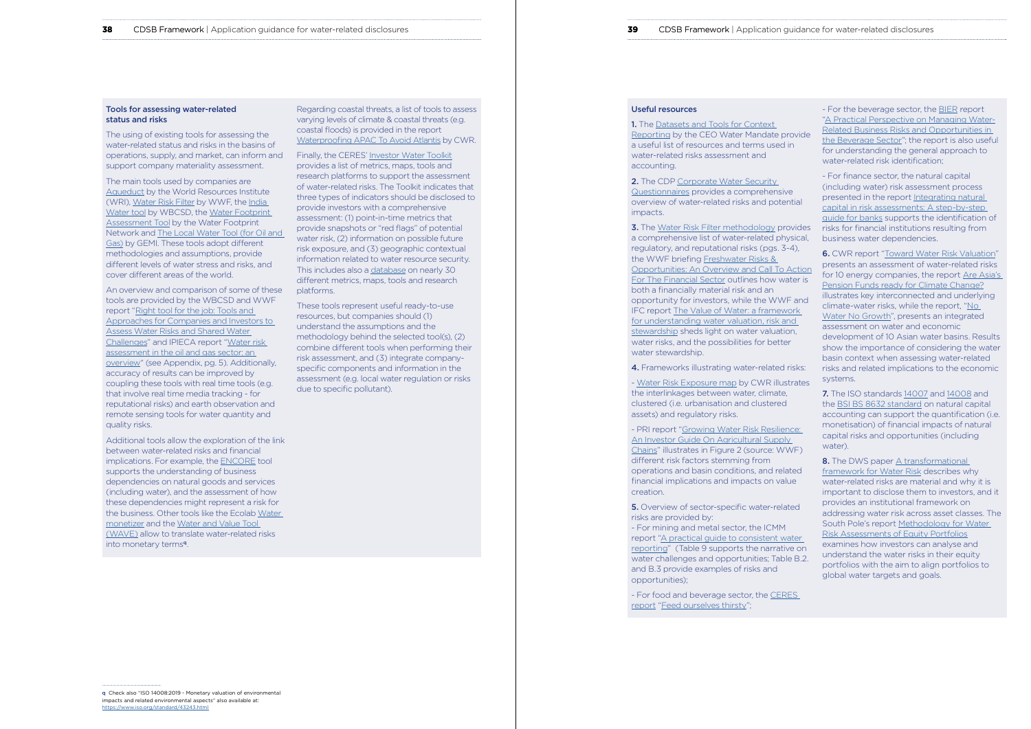## Tools for assessing water-related status and risks

The using of existing tools for assessing the water-related status and risks in the basins of operations, supply, and market, can inform and support company materiality assessment.

The main tools used by companies are Aqueduct by the World Resources Institute (WRI), Water Risk Filter by WWF, the India Water tool by WBCSD, the Water Footprint Assessment Tool by the Water Footprint Network and The Local Water Tool (for Oil and Gas) by GEMI. These tools adopt different methodologies and assumptions, provide different levels of water stress and risks, and cover different areas of the world.

An overview and comparison of some of these tools are provided by the WBCSD and WWF report "Right tool for the job: Tools and Approaches for Companies and Investors to Assess Water Risks and Shared Water Challenges" and IPIECA report "Water risk assessment in the oil and gas sector: an overview" (see Appendix, pg. 5). Additionally, accuracy of results can be improved by coupling these tools with real time tools (e.g. that involve real time media tracking - for reputational risks) and earth observation and remote sensing tools for water quantity and quality risks.

Additional tools allow the exploration of the link between water-related risks and financial implications. For example, the ENCORE tool supports the understanding of business dependencies on natural goods and services (including water), and the assessment of how these dependencies might represent a risk for the business. Other tools like the Ecolab Water monetizer and the Water and Value Tool (WAVE) allow to translate water-related risks into monetary terms[q].

Regarding coastal threats, a list of tools to assess varying levels of climate & coastal threats (e.g. coastal floods) is provided in the report Waterproofing APAC To Avoid Atlantis by CWR.

Finally, the CERES' Investor Water Toolkit provides a list of metrics, maps, tools and research platforms to support the assessment of water-related risks. The Toolkit indicates that three types of indicators should be disclosed to provide investors with a comprehensive assessment: (1) point-in-time metrics that provide snapshots or "red flags" of potential water risk, (2) information on possible future risk exposure, and (3) geographic contextual information related to water resource security. This includes also a database on nearly 30 different metrics, maps, tools and research platforms.

These tools represent useful ready-to-use resources, but companies should (1) understand the assumptions and the methodology behind the selected tool(s), (2) combine different tools when performing their risk assessment, and (3) integrate company-specific components and information in the assessment (e.g. local water regulation or risks due to specific pollutant).

[q] Check also "ISO 14008:2019 - Monetary valuation of environmental impacts and related environmental aspects" also available at: https://www.iso.org/standard/43243.html

## Useful resources

**1.** The Datasets and Tools for Context Reporting by the CEO Water Mandate provide a useful list of resources and terms used in water-related risks assessment and accounting.

**2.** The CDP Corporate Water Security Questionnaires provides a comprehensive overview of water-related risks and potential impacts.

**3.** The Water Risk Filter methodology provides a comprehensive list of water-related physical, regulatory, and reputational risks (pgs. 3-4), the WWF briefing Freshwater Risks & Opportunities: An Overview and Call To Action For The Financial Sector outlines how water is both a financially material risk and an opportunity for investors, while the WWF and IFC report The Value of Water: a framework for understanding water valuation, risk and stewardship sheds light on water valuation, water risks, and the possibilities for better water stewardship.

**4.** Frameworks illustrating water-related risks:

- Water Risk Exposure map by CWR illustrates the interlinkages between water, climate, clustered (i.e. urbanisation and clustered assets) and regulatory risks.

- PRI report "Growing Water Risk Resilience: An Investor Guide On Agricultural Supply Chains" illustrates in Figure 2 (source: WWF) different risk factors stemming from operations and basin conditions, and related financial implications and impacts on value creation.

**5.** Overview of sector-specific water-related risks are provided by:
- For mining and metal sector, the ICMM report "A practical guide to consistent water reporting" (Table 9 supports the narrative on water challenges and opportunities; Table B.2. and B.3 provide examples of risks and opportunities);

- For food and beverage sector, the CERES report "Feed ourselves thirsty";

- For the beverage sector, the BIER report "A Practical Perspective on Managing Water-Related Business Risks and Opportunities in the Beverage Sector"; the report is also useful for understanding the general approach to water-related risk identification;

- For finance sector, the natural capital (including water) risk assessment process presented in the report Integrating natural capital in risk assessments: A step-by-step guide for banks supports the identification of risks for financial institutions resulting from business water dependencies.

**6.** CWR report "Toward Water Risk Valuation" presents an assessment of water-related risks for 10 energy companies, the report Are Asia's Pension Funds ready for Climate Change? illustrates key interconnected and underlying climate-water risks, while the report, "No Water No Growth", presents an integrated assessment on water and economic development of 10 Asian water basins. Results show the importance of considering the water basin context when assessing water-related risks and related implications to the economic systems.

**7.** The ISO standards 14007 and 14008 and the BSI BS 8632 standard on natural capital accounting can support the quantification (i.e. monetisation) of financial impacts of natural capital risks and opportunities (including water).

**8.** The DWS paper A transformational framework for Water Risk describes why water-related risks are material and why it is important to disclose them to investors, and it provides an institutional framework on addressing water risk across asset classes. The South Pole's report Methodology for Water Risk Assessments of Equity Portfolios examines how investors can analyse and understand the water risks in their equity portfolios with the aim to align portfolios to global water targets and goals.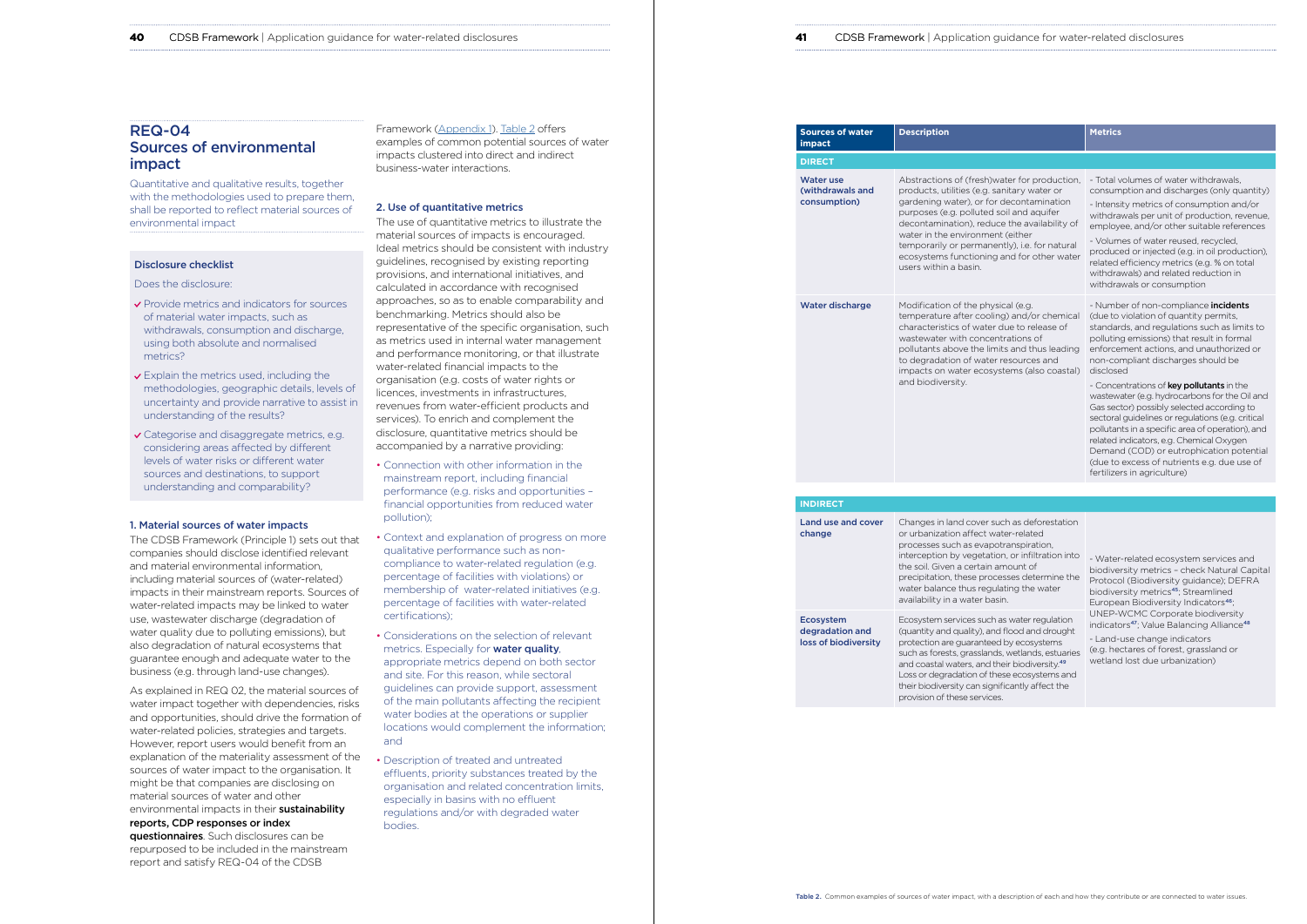## REQ-04
## Sources of environmental impact

Quantitative and qualitative results, together with the methodologies used to prepare them, shall be reported to reflect material sources of environmental impact

### Disclosure checklist

Does the disclosure:

- ✓ Provide metrics and indicators for sources of material water impacts, such as withdrawals, consumption and discharge, using both absolute and normalised metrics?
- ✓ Explain the metrics used, including the methodologies, geographic details, levels of uncertainty and provide narrative to assist in understanding of the results?
- ✓ Categorise and disaggregate metrics, e.g. considering areas affected by different levels of water risks or different water sources and destinations, to support understanding and comparability?

### 1. Material sources of water impacts

The CDSB Framework (Principle 1) sets out that companies should disclose identified relevant and material environmental information, including material sources of (water-related) impacts in their mainstream reports. Sources of water-related impacts may be linked to water use, wastewater discharge (degradation of water quality due to polluting emissions), but also degradation of natural ecosystems that guarantee enough and adequate water to the business (e.g. through land-use changes).

As explained in REQ 02, the material sources of water impact together with dependencies, risks and opportunities, should drive the formation of water-related policies, strategies and targets. However, report users would benefit from an explanation of the materiality assessment of the sources of water impact to the organisation. It might be that companies are disclosing on material sources of water and other environmental impacts in their **sustainability reports, CDP responses or index questionnaires**. Such disclosures can be repurposed to be included in the mainstream report and satisfy REQ-04 of the CDSB Framework (Appendix 1). Table 2 offers examples of common potential sources of water impacts clustered into direct and indirect business-water interactions.

### 2. Use of quantitative metrics

The use of quantitative metrics to illustrate the material sources of impacts is encouraged. Ideal metrics should be consistent with industry guidelines, recognised by existing reporting provisions, and international initiatives, and calculated in accordance with recognised approaches, so as to enable comparability and benchmarking. Metrics should also be representative of the specific organisation, such as metrics used in internal water management and performance monitoring, or that illustrate water-related financial impacts to the organisation (e.g. costs of water rights or licences, investments in infrastructures, revenues from water-efficient products and services). To enrich and complement the disclosure, quantitative metrics should be accompanied by a narrative providing:

- Connection with other information in the mainstream report, including financial performance (e.g. risks and opportunities – financial opportunities from reduced water pollution);
- Context and explanation of progress on more qualitative performance such as non-compliance to water-related regulation (e.g. percentage of facilities with violations) or membership of water-related initiatives (e.g. percentage of facilities with water-related certifications);
- Considerations on the selection of relevant metrics. Especially for **water quality**, appropriate metrics depend on both sector and site. For this reason, while sectoral guidelines can provide support, assessment of the main pollutants affecting the recipient water bodies at the operations or supplier locations would complement the information; and
- Description of treated and untreated effluents, priority substances treated by the organisation and related concentration limits, especially in basins with no effluent regulations and/or with degraded water bodies.

| Sources of water impact | Description | Metrics |
|---|---|---|
| **DIRECT** | | |
| Water use (withdrawals and consumption) | Abstractions of (fresh)water for production, products, utilities (e.g. sanitary water or gardening water), or for decontamination purposes (e.g. polluted soil and aquifer decontamination), reduce the availability of water in the environment (either temporarily or permanently), i.e. for natural ecosystems functioning and for other water users within a basin. | - Total volumes of water withdrawals, consumption and discharges (only quantity)<br>- Intensity metrics of consumption and/or withdrawals per unit of production, revenue, employee, and/or other suitable references<br>- Volumes of water reused, recycled, produced or injected (e.g. in oil production), related efficiency metrics (e.g. % on total withdrawals) and related reduction in withdrawals or consumption |
| Water discharge | Modification of the physical (e.g. temperature after cooling) and/or chemical characteristics of water due to release of wastewater with concentrations of pollutants above the limits and thus leading to degradation of water resources and impacts on water ecosystems (also coastal) and biodiversity. | - Number of non-compliance **incidents** (due to violation of quantity permits, standards, and regulations such as limits to polluting emissions) that result in formal enforcement actions, and unauthorized or non-compliant discharges should be disclosed<br>- Concentrations of **key pollutants** in the wastewater (e.g. hydrocarbons for the Oil and Gas sector) possibly selected according to sectoral guidelines or regulations (e.g. critical pollutants in a specific area of operation), and related indicators, e.g. Chemical Oxygen Demand (COD) or eutrophication potential (due to excess of nutrients e.g. due use of fertilizers in agriculture) |
| **INDIRECT** | | |
| Land use and cover change | Changes in land cover such as deforestation or urbanization affect water-related processes such as evapotranspiration, interception by vegetation, or infiltration into the soil. Given a certain amount of precipitation, these processes determine the water balance thus regulating the water availability in a water basin. | - Water-related ecosystem services and biodiversity metrics – check Natural Capital Protocol (Biodiversity guidance); DEFRA biodiversity metrics[45]; Streamlined European Biodiversity Indicators[46]; UNEP-WCMC Corporate biodiversity indicators[47]; Value Balancing Alliance[48]<br>- Land-use change indicators (e.g. hectares of forest, grassland or wetland lost due urbanization) |
| Ecosystem degradation and loss of biodiversity | Ecosystem services such as water regulation (quantity and quality), and flood and drought protection are guaranteed by ecosystems such as forests, grasslands, wetlands, estuaries and coastal waters, and their biodiversity.[49] Loss or degradation of these ecosystems and their biodiversity can significantly affect the provision of these services. | |

**Table 2.** Common examples of sources of water impact, with a description of each and how they contribute or are connected to water issues.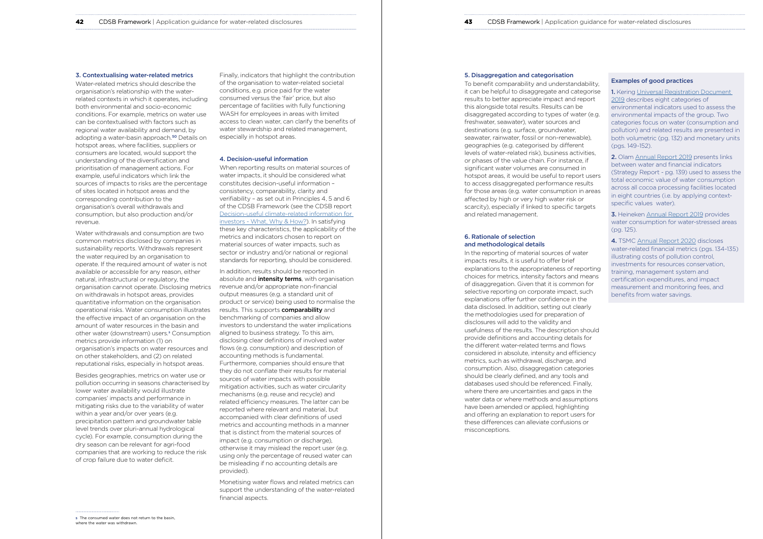### 3. Contextualising water-related metrics

Water-related metrics should describe the organisation's relationship with the water-related contexts in which it operates, including both environmental and socio-economic conditions. For example, metrics on water use can be contextualised with factors such as regional water availability and demand, by adopting a water-basin approach.[50] Details on hotspot areas, where facilities, suppliers or consumers are located, would support the understanding of the diversification and prioritisation of management actions. For example, useful indicators which link the sources of impacts to risks are the percentage of sites located in hotspot areas and the corresponding contribution to the organisation's overall withdrawals and consumption, but also production and/or revenue.

Water withdrawals and consumption are two common metrics disclosed by companies in sustainability reports. Withdrawals represent the water required by an organisation to operate. If the required amount of water is not available or accessible for any reason, either natural, infrastructural or regulatory, the organisation cannot operate. Disclosing metrics on withdrawals in hotspot areas, provides quantitative information on the organisation operational risks. Water consumption illustrates the effective impact of an organisation on the amount of water resources in the basin and other water (downstream) users.[s] Consumption metrics provide information (1) on organisation's impacts on water resources and on other stakeholders, and (2) on related reputational risks, especially in hotspot areas.

Besides geographies, metrics on water use or pollution occurring in seasons characterised by lower water availability would illustrate companies' impacts and performance in mitigating risks due to the variability of water within a year and/or over years (e.g. precipitation pattern and groundwater table level trends over pluri-annual hydrological cycle). For example, consumption during the dry season can be relevant for agri-food companies that are working to reduce the risk of crop failure due to water deficit.

Finally, indicators that highlight the contribution of the organisation to water-related societal conditions, e.g. price paid for the water consumed versus the 'fair' price, but also percentage of facilities with fully functioning WASH for employees in areas with limited access to clean water, can clarify the benefits of water stewardship and related management, especially in hotspot areas.

### 4. Decision-useful information

When reporting results on material sources of water impacts, it should be considered what constitutes decision-useful information – consistency, comparability, clarity and verifiability – as set out in Principles 4, 5 and 6 of the CDSB Framework (see the CDSB report Decision-useful climate-related information for investors - What, Why & How?). In satisfying these key characteristics, the applicability of the metrics and indicators chosen to report on material sources of water impacts, such as sector or industry and/or national or regional standards for reporting, should be considered.

In addition, results should be reported in absolute and **intensity terms**, with organisation revenue and/or appropriate non-financial output measures (e.g. a standard unit of product or service) being used to normalise the results. This supports **comparability** and benchmarking of companies and allow investors to understand the water implications aligned to business strategy. To this aim, disclosing clear definitions of involved water flows (e.g. consumption) and description of accounting methods is fundamental. Furthermore, companies should ensure that they do not conflate their results for material sources of water impacts with possible mitigation activities, such as water circularity mechanisms (e.g. reuse and recycle) and related efficiency measures. The latter can be reported where relevant and material, but accompanied with clear definitions of used metrics and accounting methods in a manner that is distinct from the material sources of impact (e.g. consumption or discharge), otherwise it may mislead the report user (e.g. using only the percentage of reused water can be misleading if no accounting details are provided).

Monetising water flows and related metrics can support the understanding of the water-related financial aspects.

s The consumed water does not return to the basin, where the water was withdrawn.

### 5. Disaggregation and categorisation

To benefit comparability and understandability, it can be helpful to disaggregate and categorise results to better appreciate impact and report this alongside total results. Results can be disaggregated according to types of water (e.g. freshwater, seawater), water sources and destinations (e.g. surface, groundwater, seawater, rainwater, fossil or non-renewable), geographies (e.g. categorised by different levels of water-related risk), business activities, or phases of the value chain. For instance, if significant water volumes are consumed in hotspot areas, it would be useful to report users to access disaggregated performance results for those areas (e.g. water consumption in areas affected by high or very high water risk or scarcity), especially if linked to specific targets and related management.

### 6. Rationale of selection and methodological details

In the reporting of material sources of water impacts results, it is useful to offer brief explanations to the appropriateness of reporting choices for metrics, intensity factors and means of disaggregation. Given that it is common for selective reporting on corporate impact, such explanations offer further confidence in the data disclosed. In addition, setting out clearly the methodologies used for preparation of disclosures will add to the validity and usefulness of the results. The description should provide definitions and accounting details for the different water-related terms and flows considered in absolute, intensity and efficiency metrics, such as withdrawal, discharge, and consumption. Also, disaggregation categories should be clearly defined, and any tools and databases used should be referenced. Finally, where there are uncertainties and gaps in the water data or where methods and assumptions have been amended or applied, highlighting and offering an explanation to report users for these differences can alleviate confusions or misconceptions.

#### Examples of good practices

**1.** Kering Universal Registration Document 2019 describes eight categories of environmental indicators used to assess the environmental impacts of the group. Two categories focus on water (consumption and pollution) and related results are presented in both volumetric (pg. 132) and monetary units (pgs. 149-152).

**2.** Olam Annual Report 2019 presents links between water and financial indicators (Strategy Report - pg. 139) used to assess the total economic value of water consumption across all cocoa processing facilities located in eight countries (i.e. by applying context-specific values water).

**3.** Heineken Annual Report 2019 provides water consumption for water-stressed areas (pg. 125).

**4.** TSMC Annual Report 2020 discloses water-related financial metrics (pgs. 134-135) illustrating costs of pollution control, investments for resources conservation, training, management system and certification expenditures, and impact measurement and monitoring fees, and benefits from water savings.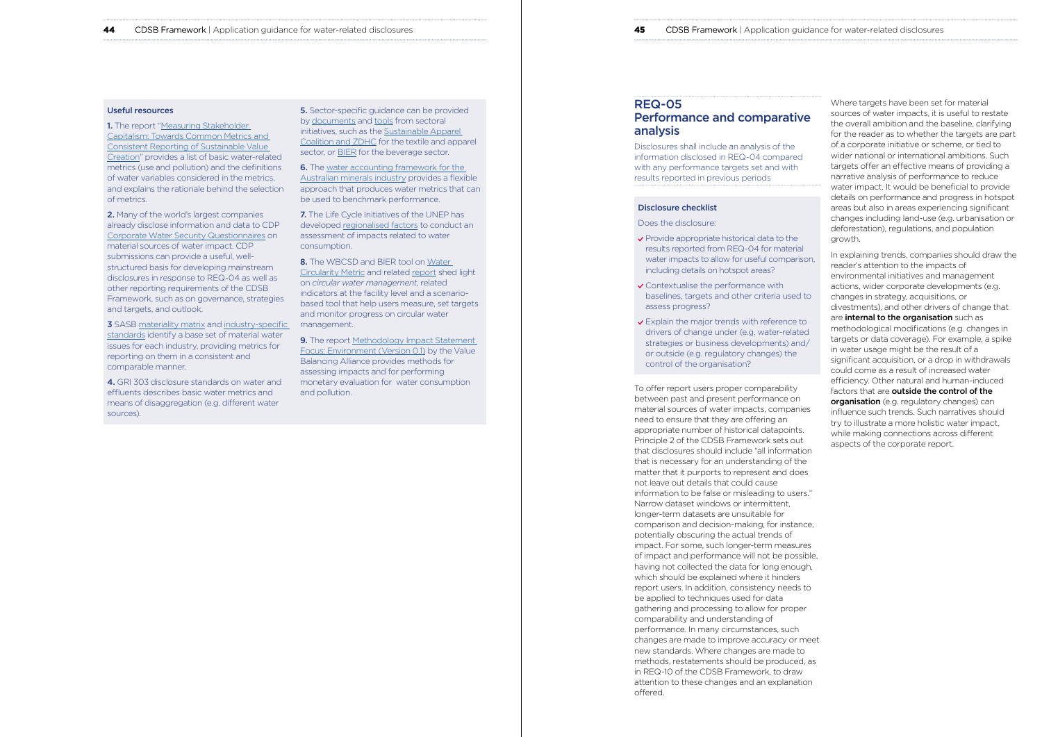### Useful resources

**1.** The report "Measuring Stakeholder Capitalism: Towards Common Metrics and Consistent Reporting of Sustainable Value Creation" provides a list of basic water-related metrics (use and pollution) and the definitions of water variables considered in the metrics, and explains the rationale behind the selection of metrics.

**2.** Many of the world's largest companies already disclose information and data to CDP Corporate Water Security Questionnaires on material sources of water impact. CDP submissions can provide a useful, well-structured basis for developing mainstream disclosures in response to REQ-04 as well as other reporting requirements of the CDSB Framework, such as on governance, strategies and targets, and outlook.

**3** SASB materiality matrix and industry-specific standards identify a base set of material water issues for each industry, providing metrics for reporting on them in a consistent and comparable manner.

**4.** GRI 303 disclosure standards on water and effluents describes basic water metrics and means of disaggregation (e.g. different water sources).

**5.** Sector-specific guidance can be provided by documents and tools from sectoral initiatives, such as the Sustainable Apparel Coalition and ZDHC for the textile and apparel sector, or BIER for the beverage sector.

**6.** The water accounting framework for the Australian minerals industry provides a flexible approach that produces water metrics that can be used to benchmark performance.

**7.** The Life Cycle Initiatives of the UNEP has developed regionalised factors to conduct an assessment of impacts related to water consumption.

**8.** The WBCSD and BIER tool on Water Circularity Metric and related report shed light on *circular water management*, related indicators at the facility level and a scenario-based tool that help users measure, set targets and monitor progress on circular water management.

**9.** The report Methodology Impact Statement Focus: Environment (Version 0.1) by the Value Balancing Alliance provides methods for assessing impacts and for performing monetary evaluation for water consumption and pollution.

## REQ-05 Performance and comparative analysis

Disclosures shall include an analysis of the information disclosed in REQ-04 compared with any performance targets set and with results reported in previous periods

### Disclosure checklist

Does the disclosure:

- ✓ Provide appropriate historical data to the results reported from REQ-04 for material water impacts to allow for useful comparison, including details on hotspot areas?
- ✓ Contextualise the performance with baselines, targets and other criteria used to assess progress?
- ✓ Explain the major trends with reference to drivers of change under (e.g. water-related strategies or business developments) and/ or outside (e.g. regulatory changes) the control of the organisation?

To offer report users proper comparability between past and present performance on material sources of water impacts, companies need to ensure that they are offering an appropriate number of historical datapoints. Principle 2 of the CDSB Framework sets out that disclosures should include "all information that is necessary for an understanding of the matter that it purports to represent and does not leave out details that could cause information to be false or misleading to users." Narrow dataset windows or intermittent, longer-term datasets are unsuitable for comparison and decision-making, for instance, potentially obscuring the actual trends of impact. For some, such longer-term measures of impact and performance will not be possible, having not collected the data for long enough, which should be explained where it hinders report users. In addition, consistency needs to be applied to techniques used for data gathering and processing to allow for proper comparability and understanding of performance. In many circumstances, such changes are made to improve accuracy or meet new standards. Where changes are made to methods, restatements should be produced, as in REQ-10 of the CDSB Framework, to draw attention to these changes and an explanation offered.

Where targets have been set for material sources of water impacts, it is useful to restate the overall ambition and the baseline, clarifying for the reader as to whether the targets are part of a corporate initiative or scheme, or tied to wider national or international ambitions. Such targets offer an effective means of providing a narrative analysis of performance to reduce water impact. It would be beneficial to provide details on performance and progress in hotspot areas but also in areas experiencing significant changes including land-use (e.g. urbanisation or deforestation), regulations, and population growth.

In explaining trends, companies should draw the reader's attention to the impacts of environmental initiatives and management actions, wider corporate developments (e.g. changes in strategy, acquisitions, or divestments), and other drivers of change that are **internal to the organisation** such as methodological modifications (e.g. changes in targets or data coverage). For example, a spike in water usage might be the result of a significant acquisition, or a drop in withdrawals could come as a result of increased water efficiency. Other natural and human-induced factors that are **outside the control of the organisation** (e.g. regulatory changes) can influence such trends. Such narratives should try to illustrate a more holistic water impact, while making connections across different aspects of the corporate report.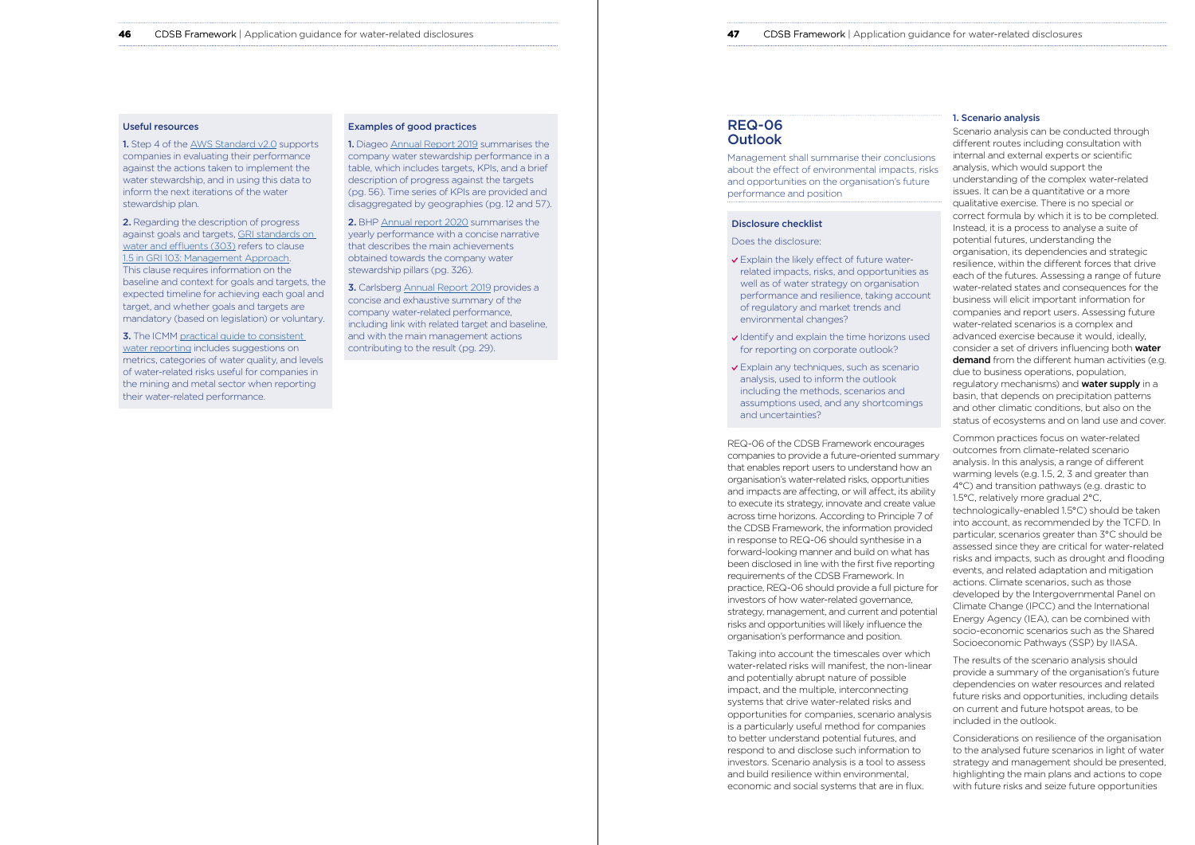### Useful resources

**1.** Step 4 of the AWS Standard v2.0 supports companies in evaluating their performance against the actions taken to implement the water stewardship, and in using this data to inform the next iterations of the water stewardship plan.

**2.** Regarding the description of progress against goals and targets, GRI standards on water and effluents (303) refers to clause 1.5 in GRI 103: Management Approach. This clause requires information on the baseline and context for goals and targets, the expected timeline for achieving each goal and target, and whether goals and targets are mandatory (based on legislation) or voluntary.

**3.** The ICMM practical guide to consistent water reporting includes suggestions on metrics, categories of water quality, and levels of water-related risks useful for companies in the mining and metal sector when reporting their water-related performance.

### Examples of good practices

**1.** Diageo Annual Report 2019 summarises the company water stewardship performance in a table, which includes targets, KPIs, and a brief description of progress against the targets (pg. 56). Time series of KPIs are provided and disaggregated by geographies (pg. 12 and 57).

**2.** BHP Annual report 2020 summarises the yearly performance with a concise narrative that describes the main achievements obtained towards the company water stewardship pillars (pg. 326).

**3.** Carlsberg Annual Report 2019 provides a concise and exhaustive summary of the company water-related performance, including link with related target and baseline, and with the main management actions contributing to the result (pg. 29).

## REQ-06 Outlook

Management shall summarise their conclusions about the effect of environmental impacts, risks and opportunities on the organisation's future performance and position

### Disclosure checklist

Does the disclosure:

- Explain the likely effect of future water-related impacts, risks, and opportunities as well as of water strategy on organisation performance and resilience, taking account of regulatory and market trends and environmental changes?
- Identify and explain the time horizons used for reporting on corporate outlook?
- Explain any techniques, such as scenario analysis, used to inform the outlook including the methods, scenarios and assumptions used, and any shortcomings and uncertainties?

REQ-06 of the CDSB Framework encourages companies to provide a future-oriented summary that enables report users to understand how an organisation's water-related risks, opportunities and impacts are affecting, or will affect, its ability to execute its strategy, innovate and create value across time horizons. According to Principle 7 of the CDSB Framework, the information provided in response to REQ-06 should synthesise in a forward-looking manner and build on what has been disclosed in line with the first five reporting requirements of the CDSB Framework. In practice, REQ-06 should provide a full picture for investors of how water-related governance, strategy, management, and current and potential risks and opportunities will likely influence the organisation's performance and position.

Taking into account the timescales over which water-related risks will manifest, the non-linear and potentially abrupt nature of possible impact, and the multiple, interconnecting systems that drive water-related risks and opportunities for companies, scenario analysis is a particularly useful method for companies to better understand potential futures, and respond to and disclose such information to investors. Scenario analysis is a tool to assess and build resilience within environmental, economic and social systems that are in flux.

### 1. Scenario analysis

Scenario analysis can be conducted through different routes including consultation with internal and external experts or scientific analysis, which would support the understanding of the complex water-related issues. It can be a quantitative or a more qualitative exercise. There is no special or correct formula by which it is to be completed. Instead, it is a process to analyse a suite of potential futures, understanding the organisation, its dependencies and strategic resilience, within the different forces that drive each of the futures. Assessing a range of future water-related states and consequences for the business will elicit important information for companies and report users. Assessing future water-related scenarios is a complex and advanced exercise because it would, ideally, consider a set of drivers influencing both **water demand** from the different human activities (e.g. due to business operations, population, regulatory mechanisms) and **water supply** in a basin, that depends on precipitation patterns and other climatic conditions, but also on the status of ecosystems and on land use and cover.

Common practices focus on water-related outcomes from climate-related scenario analysis. In this analysis, a range of different warming levels (e.g. 1.5, 2, 3 and greater than 4°C) and transition pathways (e.g. drastic to 1.5°C, relatively more gradual 2°C, technologically-enabled 1.5°C) should be taken into account, as recommended by the TCFD. In particular, scenarios greater than 3°C should be assessed since they are critical for water-related risks and impacts, such as drought and flooding events, and related adaptation and mitigation actions. Climate scenarios, such as those developed by the Intergovernmental Panel on Climate Change (IPCC) and the International Energy Agency (IEA), can be combined with socio-economic scenarios such as the Shared Socioeconomic Pathways (SSP) by IIASA.

The results of the scenario analysis should provide a summary of the organisation's future dependencies on water resources and related future risks and opportunities, including details on current and future hotspot areas, to be included in the outlook.

Considerations on resilience of the organisation to the analysed future scenarios in light of water strategy and management should be presented, highlighting the main plans and actions to cope with future risks and seize future opportunities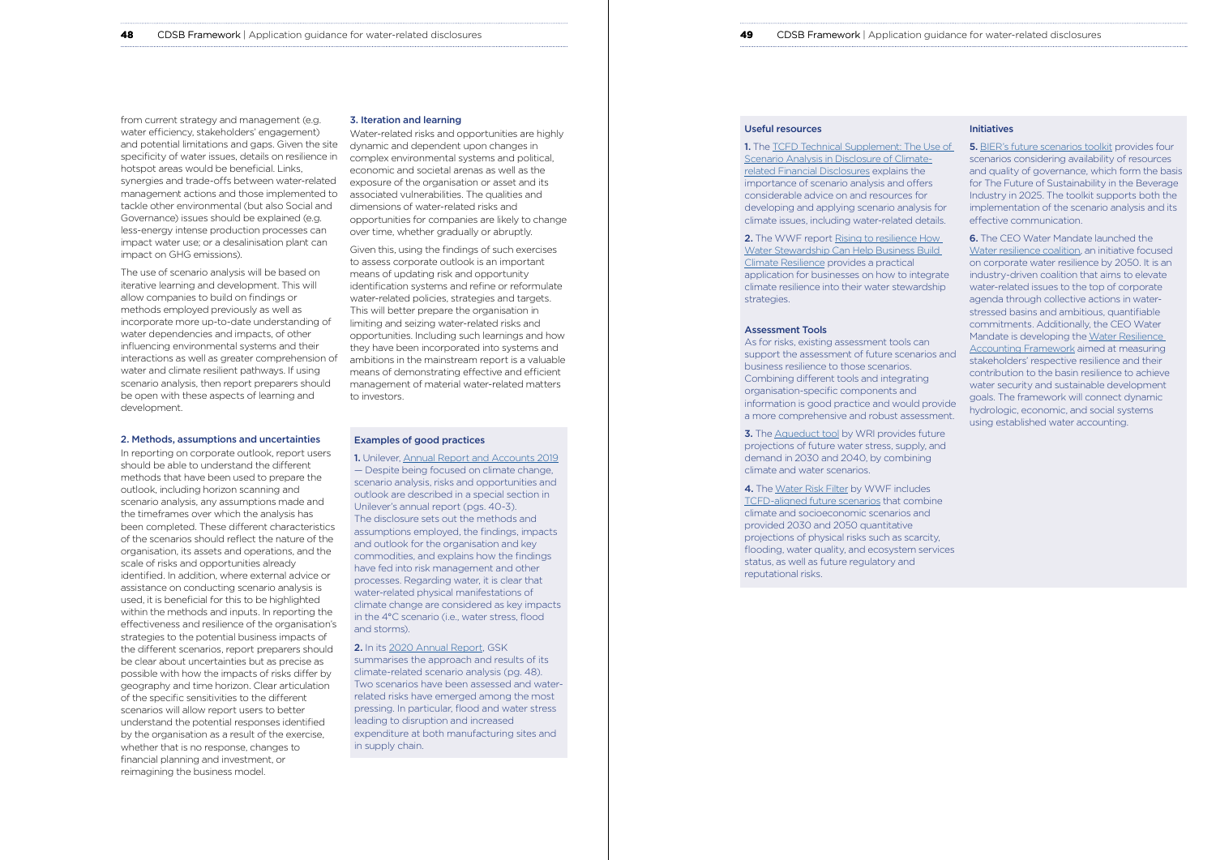from current strategy and management (e.g. water efficiency, stakeholders' engagement) and potential limitations and gaps. Given the site specificity of water issues, details on resilience in hotspot areas would be beneficial. Links, synergies and trade-offs between water-related management actions and those implemented to tackle other environmental (but also Social and Governance) issues should be explained (e.g. less-energy intense production processes can impact water use; or a desalinisation plant can impact on GHG emissions).

The use of scenario analysis will be based on iterative learning and development. This will allow companies to build on findings or methods employed previously as well as incorporate more up-to-date understanding of water dependencies and impacts, of other influencing environmental systems and their interactions as well as greater comprehension of water and climate resilient pathways. If using scenario analysis, then report preparers should be open with these aspects of learning and development.

### 2. Methods, assumptions and uncertainties

In reporting on corporate outlook, report users should be able to understand the different methods that have been used to prepare the outlook, including horizon scanning and scenario analysis, any assumptions made and the timeframes over which the analysis has been completed. These different characteristics of the scenarios should reflect the nature of the organisation, its assets and operations, and the scale of risks and opportunities already identified. In addition, where external advice or assistance on conducting scenario analysis is used, it is beneficial for this to be highlighted within the methods and inputs. In reporting the effectiveness and resilience of the organisation's strategies to the potential business impacts of the different scenarios, report preparers should be clear about uncertainties but as precise as possible with how the impacts of risks differ by geography and time horizon. Clear articulation of the specific sensitivities to the different scenarios will allow report users to better understand the potential responses identified by the organisation as a result of the exercise, whether that is no response, changes to financial planning and investment, or reimagining the business model.

### 3. Iteration and learning

Water-related risks and opportunities are highly dynamic and dependent upon changes in complex environmental systems and political, economic and societal arenas as well as the exposure of the organisation or asset and its associated vulnerabilities. The qualities and dimensions of water-related risks and opportunities for companies are likely to change over time, whether gradually or abruptly.

Given this, using the findings of such exercises to assess corporate outlook is an important means of updating risk and opportunity identification systems and refine or reformulate water-related policies, strategies and targets. This will better prepare the organisation in limiting and seizing water-related risks and opportunities. Including such learnings and how they have been incorporated into systems and ambitions in the mainstream report is a valuable means of demonstrating effective and efficient management of material water-related matters to investors.

### Examples of good practices

**1.** Unilever, Annual Report and Accounts 2019 — Despite being focused on climate change, scenario analysis, risks and opportunities and outlook are described in a special section in Unilever's annual report (pgs. 40-3). The disclosure sets out the methods and assumptions employed, the findings, impacts and outlook for the organisation and key commodities, and explains how the findings have fed into risk management and other processes. Regarding water, it is clear that water-related physical manifestations of climate change are considered as key impacts in the 4°C scenario (i.e., water stress, flood and storms).

**2.** In its 2020 Annual Report, GSK summarises the approach and results of its climate-related scenario analysis (pg. 48). Two scenarios have been assessed and water-related risks have emerged among the most pressing. In particular, flood and water stress leading to disruption and increased expenditure at both manufacturing sites and in supply chain.

### Useful resources

**1.** The TCFD Technical Supplement: The Use of Scenario Analysis in Disclosure of Climate-related Financial Disclosures explains the importance of scenario analysis and offers considerable advice on and resources for developing and applying scenario analysis for climate issues, including water-related details.

**2.** The WWF report Rising to resilience How Water Stewardship Can Help Business Build Climate Resilience provides a practical application for businesses on how to integrate climate resilience into their water stewardship strategies.

### Assessment Tools

As for risks, existing assessment tools can support the assessment of future scenarios and business resilience to those scenarios. Combining different tools and integrating organisation-specific components and information is good practice and would provide a more comprehensive and robust assessment.

**3.** The Aqueduct tool by WRI provides future projections of future water stress, supply, and demand in 2030 and 2040, by combining climate and water scenarios.

**4.** The Water Risk Filter by WWF includes TCFD-aligned future scenarios that combine climate and socioeconomic scenarios and provided 2030 and 2050 quantitative projections of physical risks such as scarcity, flooding, water quality, and ecosystem services status, as well as future regulatory and reputational risks.

### Initiatives

**5.** BIER's future scenarios toolkit provides four scenarios considering availability of resources and quality of governance, which form the basis for The Future of Sustainability in the Beverage Industry in 2025. The toolkit supports both the implementation of the scenario analysis and its effective communication.

**6.** The CEO Water Mandate launched the Water resilience coalition, an initiative focused on corporate water resilience by 2050. It is an industry-driven coalition that aims to elevate water-related issues to the top of corporate agenda through collective actions in water-stressed basins and ambitious, quantifiable commitments. Additionally, the CEO Water Mandate is developing the Water Resilience Accounting Framework aimed at measuring stakeholders' respective resilience and their contribution to the basin resilience to achieve water security and sustainable development goals. The framework will connect dynamic hydrologic, economic, and social systems using established water accounting.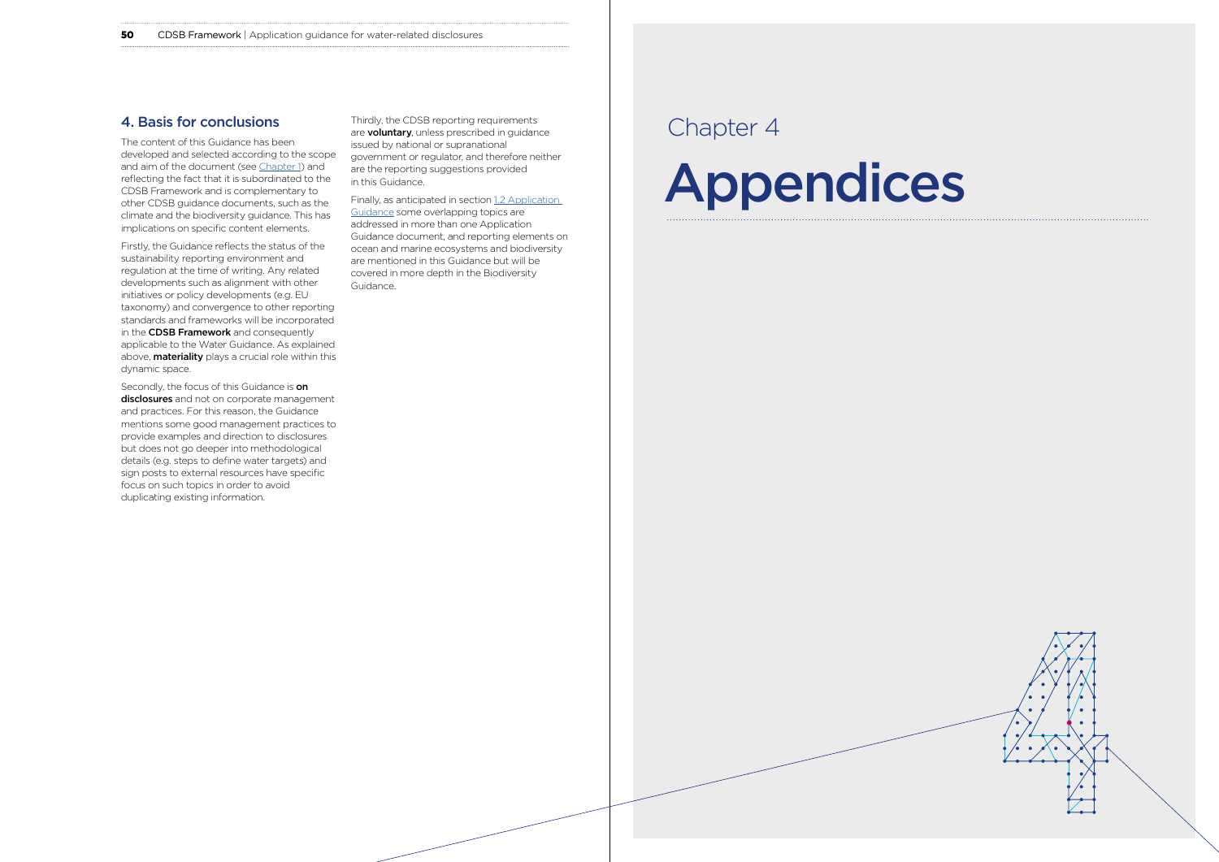## 4. Basis for conclusions

The content of this Guidance has been developed and selected according to the scope and aim of the document (see Chapter 1) and reflecting the fact that it is subordinated to the CDSB Framework and is complementary to other CDSB guidance documents, such as the climate and the biodiversity guidance. This has implications on specific content elements.

Firstly, the Guidance reflects the status of the sustainability reporting environment and regulation at the time of writing. Any related developments such as alignment with other initiatives or policy developments (e.g. EU taxonomy) and convergence to other reporting standards and frameworks will be incorporated in the **CDSB Framework** and consequently applicable to the Water Guidance. As explained above, **materiality** plays a crucial role within this dynamic space.

Secondly, the focus of this Guidance is **on disclosures** and not on corporate management and practices. For this reason, the Guidance mentions some good management practices to provide examples and direction to disclosures but does not go deeper into methodological details (e.g. steps to define water targets) and sign posts to external resources have specific focus on such topics in order to avoid duplicating existing information.

Thirdly, the CDSB reporting requirements are **voluntary**, unless prescribed in guidance issued by national or supranational government or regulator, and therefore neither are the reporting suggestions provided in this Guidance.

Finally, as anticipated in section 1.2 Application Guidance some overlapping topics are addressed in more than one Application Guidance document, and reporting elements on ocean and marine ecosystems and biodiversity are mentioned in this Guidance but will be covered in more depth in the Biodiversity Guidance.

Chapter 4

# Appendices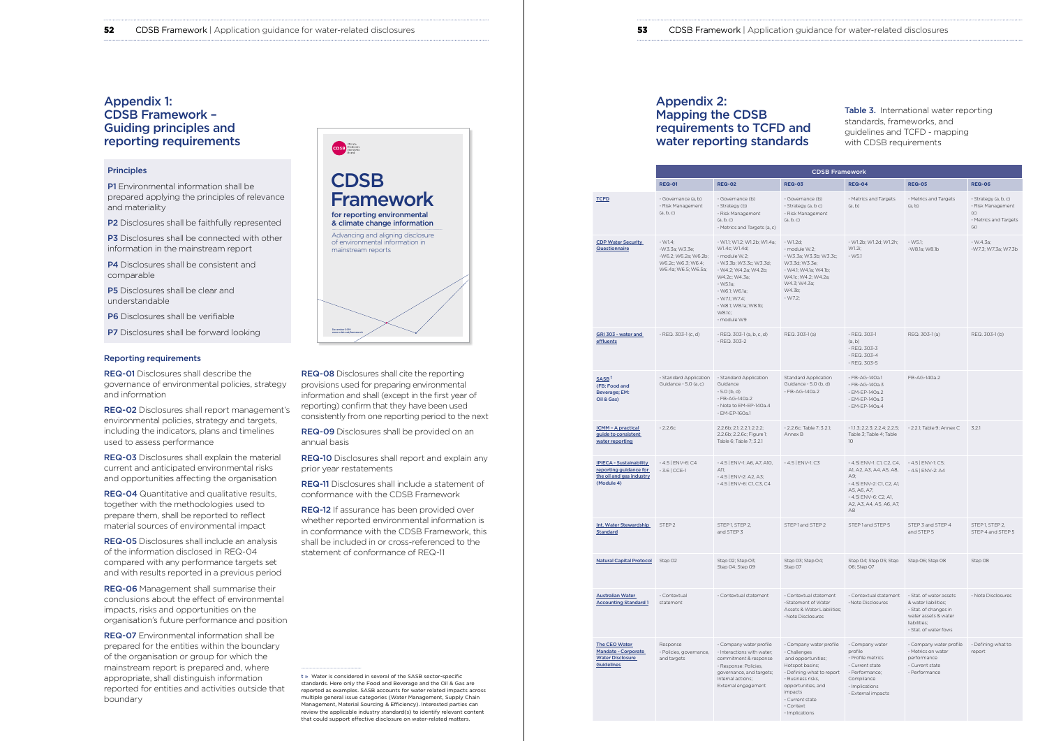# Appendix 1: CDSB Framework – Guiding principles and reporting requirements

### Principles

**P1** Environmental information shall be prepared applying the principles of relevance and materiality

**P2** Disclosures shall be faithfully represented

**P3** Disclosures shall be connected with other information in the mainstream report

**P4** Disclosures shall be consistent and comparable

**P5** Disclosures shall be clear and understandable

**P6** Disclosures shall be verifiable

**P7** Disclosures shall be forward looking

### Reporting requirements

**REQ-01** Disclosures shall describe the governance of environmental policies, strategy and information

**REQ-02** Disclosures shall report management's environmental policies, strategy and targets, including the indicators, plans and timelines used to assess performance

**REQ-03** Disclosures shall explain the material current and anticipated environmental risks and opportunities affecting the organisation

**REQ-04** Quantitative and qualitative results, together with the methodologies used to prepare them, shall be reported to reflect material sources of environmental impact

**REQ-05** Disclosures shall include an analysis of the information disclosed in REQ-04 compared with any performance targets set and with results reported in a previous period

**REQ-06** Management shall summarise their conclusions about the effect of environmental impacts, risks and opportunities on the organisation's future performance and position

**REQ-07** Environmental information shall be prepared for the entities within the boundary of the organisation or group for which the mainstream report is prepared and, where appropriate, shall distinguish information reported for entities and activities outside that boundary

**REQ-08** Disclosures shall cite the reporting provisions used for preparing environmental information and shall (except in the first year of reporting) confirm that they have been used consistently from one reporting period to the next

**REQ-09** Disclosures shall be provided on an annual basis

**REQ-10** Disclosures shall report and explain any prior year restatements

**REQ-11** Disclosures shall include a statement of conformance with the CDSB Framework

**REQ-12** If assurance has been provided over whether reported environmental information is in conformance with the CDSB Framework, this shall be included in or cross-referenced to the statement of conformance of REQ-11

CDSB Framework for reporting environmental & climate change information. Advancing and aligning disclosure of environmental information in mainstream reports

t » Water is considered in several of the SASB sector-specific standards. Here only the Food and Beverage and the Oil & Gas are reported as examples. SASB accounts for water related impacts across multiple general issue categories (Water Management, Supply Chain Management, Material Sourcing & Efficiency). Interested parties can review the applicable industry standard(s) to identify relevant content that could support effective disclosure on water-related matters.

# Appendix 2: Mapping the CDSB requirements to TCFD and water reporting standards

**Table 3.** International water reporting standards, frameworks, and guidelines and TCFD - mapping with CDSB requirements

| | CDSB Framework | | | | | |
|---|---|---|---|---|---|---|
| | **REQ-01** | **REQ-02** | **REQ-03** | **REQ-04** | **REQ-05** | **REQ-06** |
| **TCFD** | • Governance (a, b) • Risk Management (a, b, c) | • Governance (b) • Strategy (b) • Risk Management (a, b, c) • Metrics and Targets (a, c) | • Governance (b) • Strategy (a, b c) • Risk Management (a, b, c) | • Metrics and Targets (a, b) | • Metrics and Targets (a, b) | • Strategy (a, b, c) • Risk Management (c) • Metrics and Targets (a) |
| **CDP Water Security Questionnaire** | • W1.4; •W3.3a; W3.3a; •W6.2; W6.2a; W6.2b; W6.2c; W6.3; W6.4; W6.4a; W6.5; W6.5a; | • W1.1; W1.2; W1.2b; W1.4a; W1.4c; W1.4d; • module W.2; • W3.3b; W3.3c; W3.3d; • W4.2; W4.2a; W4.2b; W4.2c; W4.3a; • W5.1a; • W6.1; W6.1a; • W7.1; W7.4; • W8.1; W8.1a; W8.1b; W8.1c; • module W9 | • W1.2d; • module W.2; • W3.3a; W3.3b; W3.3c; W3.3d; W3.3e; • W4.1; W4.1a; W4.1b; W4.1c; W4.2; W4.2a; W4.3; W4.3a; W4.3b; • W7.2; | • W1.2b; W1.2d; W1.2h; W1.2i; • W5.1 | • W5.1; •W8.1a; W8.1b | • W.4.3a; •W7.3; W7.3a; W7.3b |
| **GRI 303 - water and effluents** | • REQ. 303-1 (c, d) | • REQ. 303-1 (a, b, c, d) • REQ. 303-2 | REQ. 303-1 (a) | • REQ. 303-1 (a, b) • REQ. 303-3 • REQ. 303-4 • REQ. 303-5 | REQ. 303-1 (a) | REQ. 303-1 (b) |
| **SASB[t] (FB: Food and Beverage; EM: Oil & Gas)** | • Standard Application Guidance - 5.0 (a, c) | • Standard Application Guidance • 5.0 (b, d) • FB-AG-140a.2 • Note to EM-EP-140a.4 • EM-EP-160a.1 | Standard Application Guidance - 5.0 (b, d) • FB-AG-140a.2 | • FB-AG-140a.1 • FB-AG-140a.3 • EM-EP-140a.2 • EM-EP-140a.3 • EM-EP-140a.4 | FB-AG-140a.2 | |
| **ICMM - A practical guide to consistent water reporting** | • 2.2.6c | 2.2.6b; 2.1; 2.2.1; 2.2.2; 2.2.6b; 2.2.6c; Figure 1; Table 6; Table 7; 3.2.1 | • 2.2.6c; Table 7; 3.2.1; Annex B | • 1.1.3; 2.2.3; 2.2.4; 2.2.5; Table 3; Table 4; Table 10 | • 2.2.1; Table 9; Annex C | 3.2.1 |
| **IPIECA - Sustainability reporting guidance for the oil and gas industry (Module 4)** | • 4.5 \| ENV-6: C4 • 3.6 \| CCE-1 | • 4.5 \| ENV-1: A6, A7, A10, A11; • 4.5 \| ENV-2: A2, A3; • 4.5 \| ENV-6: C1, C3, C4 | • 4.5 \| ENV-1: C3 | • 4.5\| ENV-1: C1, C2, C4, A1, A2, A3, A4, A5, A8, A9; • 4.5\| ENV-2: C1, C2, A1, A5, A6, A7; • 4.5\| ENV-6: C2, A1, A2, A3, A4, A5, A6, A7, A8 | • 4.5 \| ENV-1: C5; • 4.5 \| ENV-2: A4 | |
| **Int. Water Stewardship Standard** | STEP 2 | STEP 1, STEP 2, and STEP 3 | STEP 1 and STEP 2 | STEP 1 and STEP 5 | STEP 3 and STEP 4 and STEP 5 | STEP 1, STEP 2, STEP 4 and STEP 5 |
| **Natural Capital Protocol** | Step 02 | Step 02; Step 03; Step 04; Step 09 | Step 03; Step 04; Step 07 | Step 04; Step 05; Step 06; Step 07 | Step 06; Step 08 | Step 08 |
| **Australian Water Accounting Standard 1** | • Contextual statement | • Contextual statement | • Contextual statement •Statement of Water Assets & Water Liabilities; •Note Disclosures | • Contextual statement •Note Disclosures | • Stat. of water assets & water liabilities; • Stat. of changes in water assets & water liabilities; • Stat. of water fows | • Note Disclosures |
| **The CEO Water Mandate - Corporate Water Disclosure Guidelines** | Response • Policies, governance, and targets | • Company water profile • Interactions with water; commitment & response • Response: Policies, governance, and targets; Internal actions; External engagement | • Company water profile • Challenges and opportunities; Hotspot basins; • Defining what to report • Business risks, opportunities, and impacts • Current state • Context • Implications | • Company water profile • Profile metrics • Current state • Performance; Compliance • Implications • External impacts | • Company water profile • Metrics on water performance • Current state • Performance | • Defining what to report |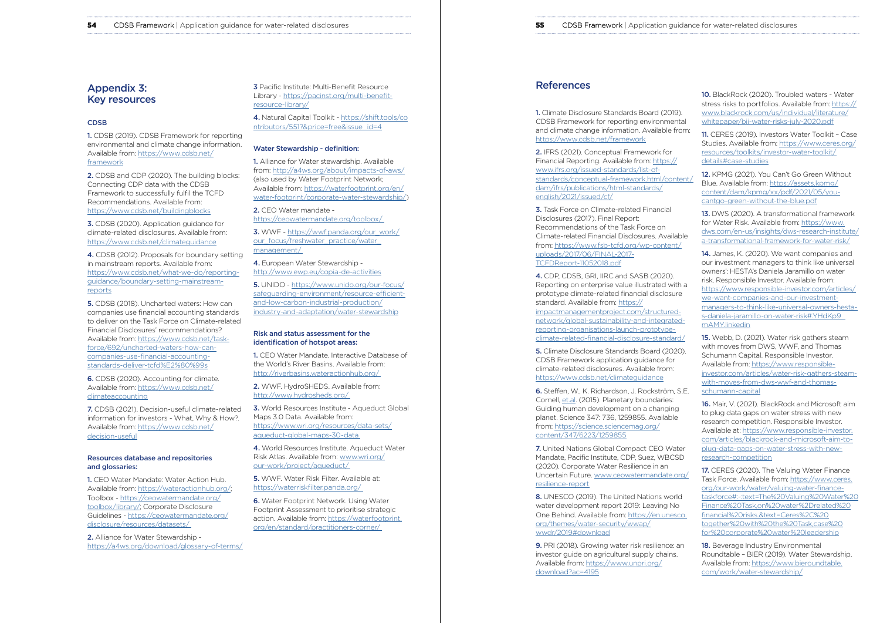## Appendix 3: Key resources

### CDSB

**1.** CDSB (2019). CDSB Framework for reporting environmental and climate change information. Available from: https://www.cdsb.net/framework

**2.** CDSB and CDP (2020). The building blocks: Connecting CDP data with the CDSB Framework to successfully fulfil the TCFD Recommendations. Available from: https://www.cdsb.net/buildingblocks

**3.** CDSB (2020). Application guidance for climate-related disclosures. Available from: https://www.cdsb.net/climateguidance

**4.** CDSB (2012). Proposals for boundary setting in mainstream reports. Available from: https://www.cdsb.net/what-we-do/reporting-guidance/boundary-setting-mainstream-reports

**5.** CDSB (2018). Uncharted waters: How can companies use financial accounting standards to deliver on the Task Force on Climate-related Financial Disclosures' recommendations? Available from: https://www.cdsb.net/task-force/692/uncharted-waters-how-can-companies-use-financial-accounting-standards-deliver-tcfd%E2%80%99s

**6.** CDSB (2020). Accounting for climate. Available from: https://www.cdsb.net/climateaccounting

**7.** CDSB (2021). Decision-useful climate-related information for investors - What, Why & How?. Available from: https://www.cdsb.net/decision-useful

### Resources database and repositories and glossaries:

**1.** CEO Water Mandate: Water Action Hub. Available from: https://wateractionhub.org/; Toolbox - https://ceowatermandate.org/toolbox/library/; Corporate Disclosure Guidelines - https://ceowatermandate.org/disclosure/resources/datasets/

**2.** Alliance for Water Stewardship - https://a4ws.org/download/glossary-of-terms/

**3** Pacific Institute: Multi-Benefit Resource Library - https://pacinst.org/multi-benefit-resource-library/

**4.** Natural Capital Toolkit - https://shift.tools/contributors/551?&price=free&issue_id=4

### Water Stewardship - definition:

**1.** Alliance for Water stewardship. Available from: http://a4ws.org/about/impacts-of-aws/ (also used by Water Footprint Network; Available from: https://waterfootprint.org/en/water-footprint/corporate-water-stewardship/)

**2.** CEO Water mandate - https://ceowatermandate.org/toolbox/

**3.** WWF - https://wwf.panda.org/our_work/our_focus/freshwater_practice/water_management/

**4.** European Water Stewardship - http://www.ewp.eu/copia-de-activities

**5.** UNIDO - https://www.unido.org/our-focus/safeguarding-environment/resource-efficient-and-low-carbon-industrial-production/industry-and-adaptation/water-stewardship

### Risk and status assessment for the identification of hotspot areas:

**1.** CEO Water Mandate. Interactive Database of the World's River Basins. Available from: http://riverbasins.wateractionhub.org/

**2.** WWF. HydroSHEDS. Available from: http://www.hydrosheds.org/

**3.** World Resources Institute - Aqueduct Global Maps 3.0 Data. Available from: https://www.wri.org/resources/data-sets/aqueduct-global-maps-30-data

**4.** World Resources Institute. Aqueduct Water Risk Atlas. Available from: www.wri.org/our-work/project/aqueduct/

**5.** WWF. Water Risk Filter. Available at: https://waterriskfilter.panda.org/

**6.** Water Footprint Network. Using Water Footprint Assessment to prioritise strategic action. Available from: https://waterfootprint.org/en/standard/practitioners-corner/

## References

**1.** Climate Disclosure Standards Board (2019). CDSB Framework for reporting environmental and climate change information. Available from: https://www.cdsb.net/framework

**2.** IFRS (2021). Conceptual Framework for Financial Reporting. Available from: https://www.ifrs.org/issued-standards/list-of-standards/conceptual-framework.html/content/dam/ifrs/publications/html-standards/english/2021/issued/cf/

**3.** Task Force on Climate-related Financial Disclosures (2017). Final Report: Recommendations of the Task Force on Climate-related Financial Disclosures. Available from: https://www.fsb-tcfd.org/wp-content/uploads/2017/06/FINAL-2017-TCFDReport-11052018.pdf

**4.** CDP, CDSB, GRI, IIRC and SASB (2020). Reporting on enterprise value illustrated with a prototype climate-related financial disclosure standard. Available from: https://impactmanagementproject.com/structured-network/global-sustainability-and-integrated-reporting-organisations-launch-prototype-climate-related-financial-disclosure-standard/

**5.** Climate Disclosure Standards Board (2020). CDSB Framework application guidance for climate-related disclosures. Available from: https://www.cdsb.net/climateguidance

**6.** Steffen, W., K. Richardson, J. Rockström, S.E. Cornell, et.al. (2015). Planetary boundaries: Guiding human development on a changing planet. Science 347: 736, 1259855. Available from: https://science.sciencemag.org/content/347/6223/1259855

**7.** United Nations Global Compact CEO Water Mandate, Pacific Institute, CDP, Suez, WBCSD (2020). Corporate Water Resilience in an Uncertain Future. www.ceowatermandate.org/resilience-report

**8.** UNESCO (2019). The United Nations world water development report 2019: Leaving No One Behind. Available from: https://en.unesco.org/themes/water-security/wwap/wwdr/2019#download

**9.** PRI (2018). Growing water risk resilience: an investor guide on agricultural supply chains. Available from: https://www.unpri.org/download?ac=4195

**10.** BlackRock (2020). Troubled waters - Water stress risks to portfolios. Available from: https://www.blackrock.com/us/individual/literature/whitepaper/bii-water-risks-july-2020.pdf

**11.** CERES (2019). Investors Water Toolkit – Case Studies. Available from: https://www.ceres.org/resources/toolkits/investor-water-toolkit/details#case-studies

**12.** KPMG (2021). You Can't Go Green Without Blue. Available from: https://assets.kpmg/content/dam/kpmg/xx/pdf/2021/05/you-cantgo-green-without-the-blue.pdf

**13.** DWS (2020). A transformational framework for Water Risk. Available from: https://www.dws.com/en-us/insights/dws-research-institute/a-transformational-framework-for-water-risk/

**14.** James, K. (2020). We want companies and our investment managers to think like universal owners': HESTA's Daniela Jaramillo on water risk. Responsible Investor. Available from: https://www.responsible-investor.com/articles/we-want-companies-and-our-investment-managers-to-think-like-universal-owners-hesta-s-daniela-jaramillo-on-water-risk#.YHdKp9mAMY.linkedin

**15.** Webb, D. (2021). Water risk gathers steam with moves from DWS, WWF, and Thomas Schumann Capital. Responsible Investor. Available from: https://www.responsible-investor.com/articles/water-risk-gathers-steam-with-moves-from-dws-wwf-and-thomas-schumann-capital

**16.** Mair, V. (2021). BlackRock and Microsoft aim to plug data gaps on water stress with new research competition. Responsible Investor. Available at: https://www.responsible-investor.com/articles/blackrock-and-microsoft-aim-to-plug-data-gaps-on-water-stress-with-new-research-competition

**17.** CERES (2020). The Valuing Water Finance Task Force. Available from: https://www.ceres.org/our-work/water/valuing-water-finance-taskforce#:~:text=The%20Valuing%20Water%20Finance%20Task,on%20water%2Drelated%20financial%20risks.&text=Ceres%2C%20together%20with%20the%20Task,case%20for%20corporate%20water%20leadership

**18.** Beverage Industry Environmental Roundtable – BIER (2019). Water Stewardship. Available from: https://www.bieroundtable.com/work/water-stewardship/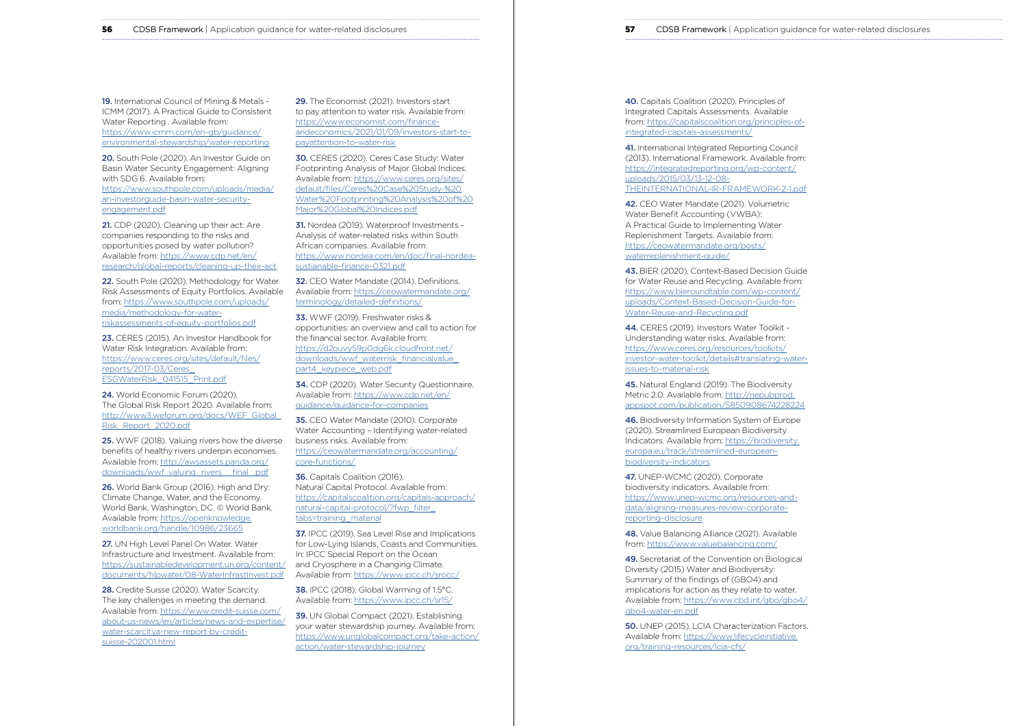**19.** International Council of Mining & Metals - ICMM (2017). A Practical Guide to Consistent Water Reporting . Available from: https://www.icmm.com/en-gb/guidance/environmental-stewardship/water-reporting

**20.** South Pole (2020). An Investor Guide on Basin Water Security Engagement: Aligning with SDG 6. Available from: https://www.southpole.com/uploads/media/an-investorguide-basin-water-security-engagement.pdf

**21.** CDP (2020). Cleaning up their act: Are companies responding to the risks and opportunities posed by water pollution? Available from: https://www.cdp.net/en/research/global-reports/cleaning-up-their-act

**22.** South Pole (2020). Methodology for Water Risk Assessments of Equity Portfolios. Available from: https://www.southpole.com/uploads/media/methodology-for-water-riskassessments-of-equity-portfolios.pdf

**23.** CERES (2015). An Investor Handbook for Water Risk Integration. Available from: https://www.ceres.org/sites/default/files/reports/2017-03/Ceres_ESGWaterRisk_041515_Print.pdf

**24.** World Economic Forum (2020). The Global Risk Report 2020. Available from: http://www3.weforum.org/docs/WEF_Global_Risk_Report_2020.pdf

**25.** WWF (2018). Valuing rivers how the diverse benefits of healthy rivers underpin economies. Available from: http://awsassets.panda.org/downloads/wwf_valuing_rivers__final_.pdf

**26.** World Bank Group (2016). High and Dry: Climate Change, Water, and the Economy. World Bank, Washington, DC. © World Bank. Available from: https://openknowledge.worldbank.org/handle/10986/23665

**27.** UN High Level Panel On Water. Water Infrastructure and Investment. Available from: https://sustainabledevelopment.un.org/content/documents/hlpwater/08-WaterInfrastInvest.pdf

**28.** Credite Suisse (2020). Water Scarcity. The key challenges in meeting the demand. Available from: https://www.credit-suisse.com/about-us-news/en/articles/news-and-expertise/water-scarcitya-new-report-by-credit-suisse-202001.html

**29.** The Economist (2021). Investors start to pay attention to water risk. Available from: https://www.economist.com/finance-andeconomics/2021/01/09/investors-start-to-payattention-to-water-risk

**30.** CERES (2020). Ceres Case Study: Water Footprinting Analysis of Major Global Indices. Available from: https://www.ceres.org/sites/default/files/Ceres%20Case%20Study-%20Water%20Footprinting%20Analysis%20of%20Major%20Global%20Indices.pdf

**31.** Nordea (2019). Waterproof Investments - Analysis of water-related risks within South African companies. Available from: https://www.nordea.com/en/doc/final-nordea-sustianable-finance-0321.pdf

**32.** CEO Water Mandate (2014). Definitions. Available from: https://ceowatermandate.org/terminology/detailed-definitions/

**33.** WWF (2019). Freshwater risks & opportunities: an overview and call to action for the financial sector. Available from: https://d2ouvy59p0dg6k.cloudfront.net/downloads/wwf_waterrisk_financialvalue_part4_keypiece_web.pdf

**34.** CDP (2020). Water Security Questionnaire. Available from: https://www.cdp.net/en/guidance/guidance-for-companies

**35.** CEO Water Mandate (2010). Corporate Water Accounting – Identifying water-related business risks. Available from: https://ceowatermandate.org/accounting/core-functions/

**36.** Capitals Coalition (2016). Natural Capital Protocol. Available from: https://capitalscoalition.org/capitals-approach/natural-capital-protocol/?fwp_filter_tabs=training_material

**37.** IPCC (2019). Sea Level Rise and Implications for Low-Lying Islands, Coasts and Communities. In: IPCC Special Report on the Ocean and Cryosphere in a Changing Climate. Available from: https://www.ipcc.ch/srocc/

**38.** IPCC (2018): Global Warming of 1.5°C. Available from: https://www.ipcc.ch/sr15/

**39.** UN Global Compact (2021). Establishing your water stewardship journey. Available from: https://www.unglobalcompact.org/take-action/action/water-stewardship-journey

**40.** Capitals Coalition (2020). Principles of Integrated Capitals Assessments. Available from: https://capitalscoalition.org/principles-of-integrated-capitals-assessments/

**41.** International Integrated Reporting Council (2013). International Framework. Available from: https://integratedreporting.org/wp-content/uploads/2015/03/13-12-08-THEINTERNATIONAL-IR-FRAMEWORK-2-1.pdf

**42.** CEO Water Mandate (2021). Volumetric Water Benefit Accounting (VWBA): A Practical Guide to Implementing Water Replenishment Targets. Available from: https://ceowatermandate.org/posts/waterreplenishment-guide/

**43.** BIER (2020). Context-Based Decision Guide for Water Reuse and Recycling. Available from: https://www.bieroundtable.com/wp-content/uploads/Context-Based-Decision-Guide-for-Water-Reuse-and-Recycling.pdf

**44.** CERES (2019). Investors Water Toolkit - Understanding water risks. Available from: https://www.ceres.org/resources/toolkits/investor-water-toolkit/details#translating-water-issues-to-material-risk

**45.** Natural England (2019). The Biodiversity Metric 2.0. Available from: http://nepubprod.appspot.com/publication/5850908674228224

**46.** Biodiversity Information System of Europe (2020). Streamlined European Biodiversity Indicators. Available from: https://biodiversity.europa.eu/track/streamlined-european-biodiversity-indicators

**47.** UNEP-WCMC (2020). Corporate biodiversity indicators. Available from: https://www.unep-wcmc.org/resources-and-data/aligning-measures-review-corporate-reporting-disclosure

**48.** Value Balancing Alliance (2021). Available from: https://www.valuebalancing.com/

**49.** Secretariat of the Convention on Biological Diversity (2015) Water and Biodiversity: Summary of the findings of (GBO4) and implications for action as they relate to water. Available from: https://www.cbd.int/gbo/gbo4/gbo4-water-en.pdf

**50.** UNEP (2015). LCIA Characterization Factors. Available from: https://www.lifecycleinitiative.org/training-resources/lcia-cfs/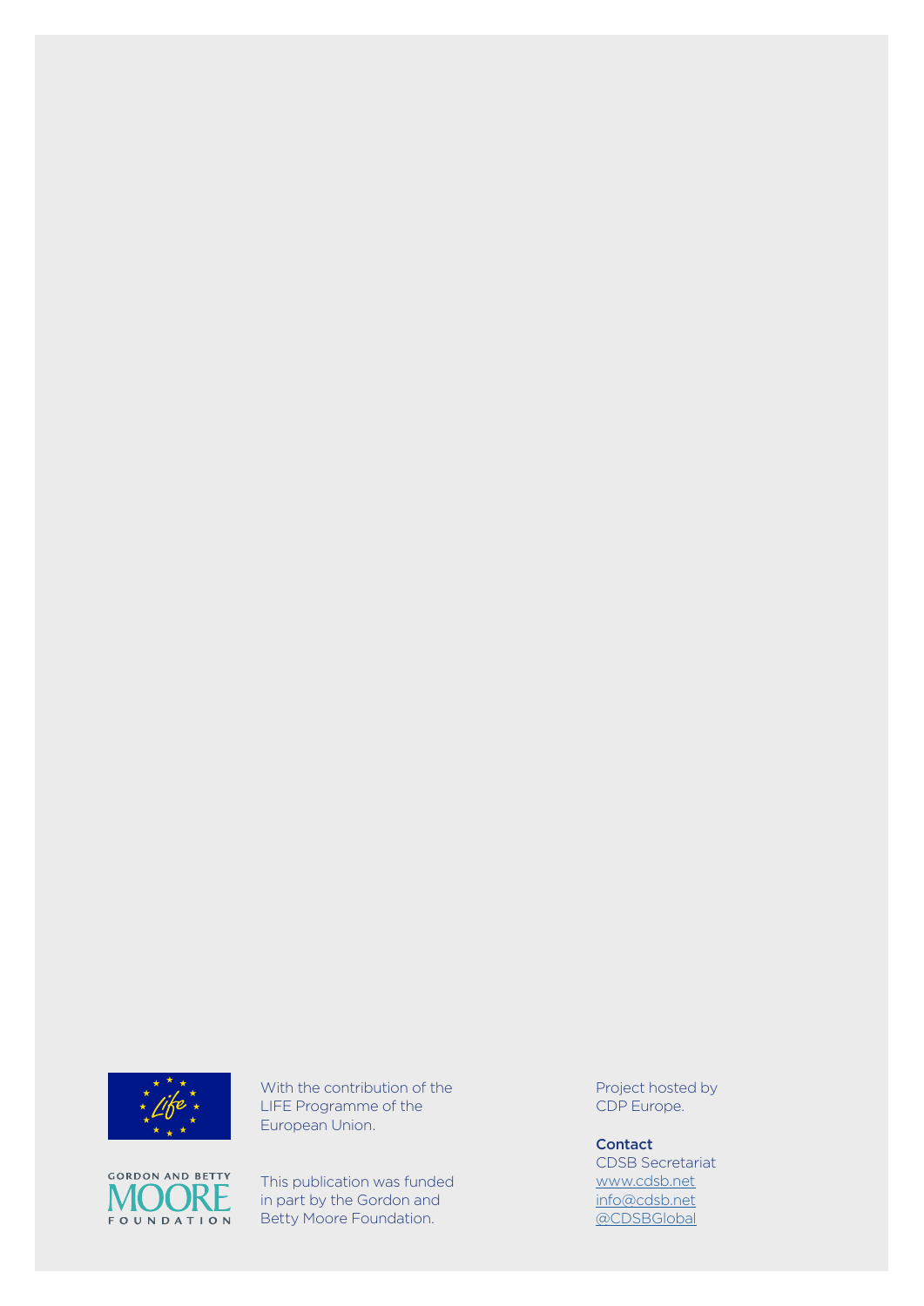With the contribution of the LIFE Programme of the European Union.

This publication was funded in part by the Gordon and Betty Moore Foundation.

Project hosted by CDP Europe.

**Contact**
CDSB Secretariat
www.cdsb.net
info@cdsb.net
@CDSBGlobal